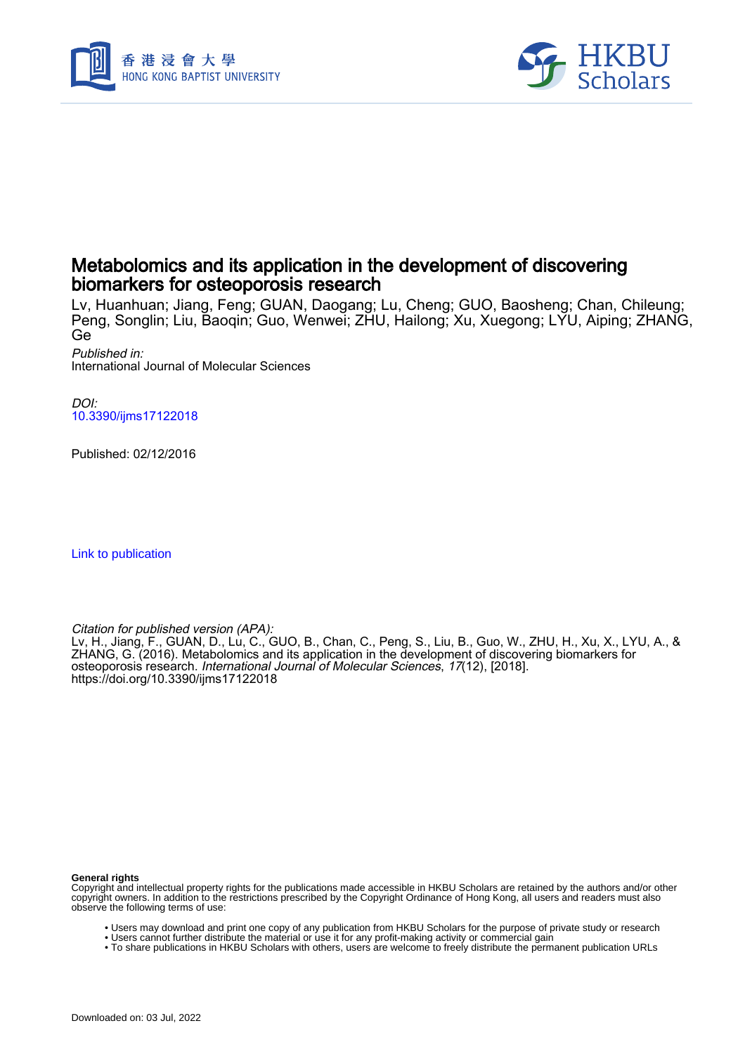# Metabolomics and its application in the development of discovering biomarkers for osteoporosis research

Lv, Huanhuan; Jiang, Feng; GUAN, Daogang; Lu, Cheng; GUO, Baosheng; Chan, Chileung; Peng, Songlin; Liu, Baoqin; Guo, Wenwei; ZHU, Hailong; Xu, Xuegong; LYU, Aiping; ZHANG, Ge

*Published in:*
International Journal of Molecular Sciences

*DOI:*
10.3390/ijms17122018

Published: 02/12/2016

Link to publication

*Citation for published version (APA):*
Lv, H., Jiang, F., GUAN, D., Lu, C., GUO, B., Chan, C., Peng, S., Liu, B., Guo, W., ZHU, H., Xu, X., LYU, A., & ZHANG, G. (2016). Metabolomics and its application in the development of discovering biomarkers for osteoporosis research. *International Journal of Molecular Sciences*, *17*(12), [2018]. https://doi.org/10.3390/ijms17122018

**General rights**

Copyright and intellectual property rights for the publications made accessible in HKBU Scholars are retained by the authors and/or other copyright owners. In addition to the restrictions prescribed by the Copyright Ordinance of Hong Kong, all users and readers must also observe the following terms of use:

- Users may download and print one copy of any publication from HKBU Scholars for the purpose of private study or research
- Users cannot further distribute the material or use it for any profit-making activity or commercial gain
- To share publications in HKBU Scholars with others, users are welcome to freely distribute the permanent publication URLs

Downloaded on: 03 Jul, 2022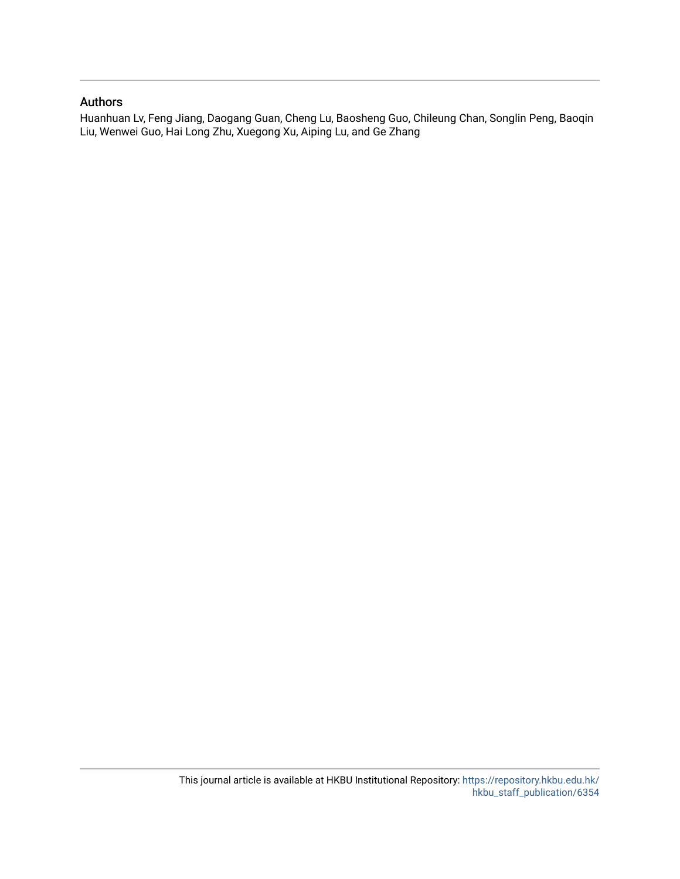## Authors

Huanhuan Lv, Feng Jiang, Daogang Guan, Cheng Lu, Baosheng Guo, Chileung Chan, Songlin Peng, Baoqin Liu, Wenwei Guo, Hai Long Zhu, Xuegong Xu, Aiping Lu, and Ge Zhang

This journal article is available at HKBU Institutional Repository: https://repository.hkbu.edu.hk/hkbu_staff_publication/6354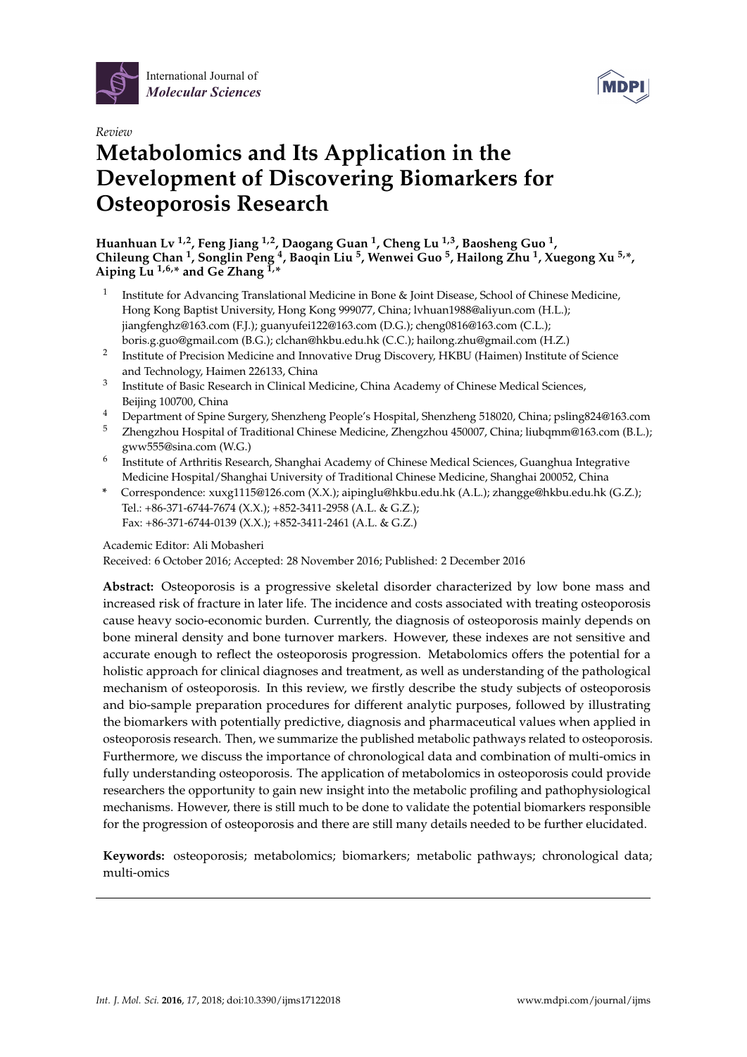International Journal of *Molecular Sciences*

MDPI

*Review*

# Metabolomics and Its Application in the Development of Discovering Biomarkers for Osteoporosis Research

**Huanhuan Lv [1,2], Feng Jiang [1,2], Daogang Guan [1], Cheng Lu [1,3], Baosheng Guo [1], Chileung Chan [1], Songlin Peng [4], Baoqin Liu [5], Wenwei Guo [5], Hailong Zhu [1], Xuegong Xu [5,*], Aiping Lu [1,6,*] and Ge Zhang [1,*]**

[1] Institute for Advancing Translational Medicine in Bone & Joint Disease, School of Chinese Medicine, Hong Kong Baptist University, Hong Kong 999077, China; lvhuan1988@aliyun.com (H.L.); jiangfenghz@163.com (F.J.); guanyufei122@163.com (D.G.); cheng0816@163.com (C.L.); boris.g.guo@gmail.com (B.G.); clchan@hkbu.edu.hk (C.C.); hailong.zhu@gmail.com (H.Z.)

[2] Institute of Precision Medicine and Innovative Drug Discovery, HKBU (Haimen) Institute of Science and Technology, Haimen 226133, China

[3] Institute of Basic Research in Clinical Medicine, China Academy of Chinese Medical Sciences, Beijing 100700, China

[4] Department of Spine Surgery, Shenzheng People's Hospital, Shenzheng 518020, China; psling824@163.com

[5] Zhengzhou Hospital of Traditional Chinese Medicine, Zhengzhou 450007, China; liubqmm@163.com (B.L.); gww555@sina.com (W.G.)

[6] Institute of Arthritis Research, Shanghai Academy of Chinese Medical Sciences, Guanghua Integrative Medicine Hospital/Shanghai University of Traditional Chinese Medicine, Shanghai 200052, China

\* Correspondence: xuxg1115@126.com (X.X.); aipinglu@hkbu.edu.hk (A.L.); zhangge@hkbu.edu.hk (G.Z.); Tel.: +86-371-6744-7674 (X.X.); +852-3411-2958 (A.L. & G.Z.); Fax: +86-371-6744-0139 (X.X.); +852-3411-2461 (A.L. & G.Z.)

Academic Editor: Ali Mobasheri

Received: 6 October 2016; Accepted: 28 November 2016; Published: 2 December 2016

**Abstract:** Osteoporosis is a progressive skeletal disorder characterized by low bone mass and increased risk of fracture in later life. The incidence and costs associated with treating osteoporosis cause heavy socio-economic burden. Currently, the diagnosis of osteoporosis mainly depends on bone mineral density and bone turnover markers. However, these indexes are not sensitive and accurate enough to reflect the osteoporosis progression. Metabolomics offers the potential for a holistic approach for clinical diagnoses and treatment, as well as understanding of the pathological mechanism of osteoporosis. In this review, we firstly describe the study subjects of osteoporosis and bio-sample preparation procedures for different analytic purposes, followed by illustrating the biomarkers with potentially predictive, diagnosis and pharmaceutical values when applied in osteoporosis research. Then, we summarize the published metabolic pathways related to osteoporosis. Furthermore, we discuss the importance of chronological data and combination of multi-omics in fully understanding osteoporosis. The application of metabolomics in osteoporosis could provide researchers the opportunity to gain new insight into the metabolic profiling and pathophysiological mechanisms. However, there is still much to be done to validate the potential biomarkers responsible for the progression of osteoporosis and there are still many details needed to be further elucidated.

**Keywords:** osteoporosis; metabolomics; biomarkers; metabolic pathways; chronological data; multi-omics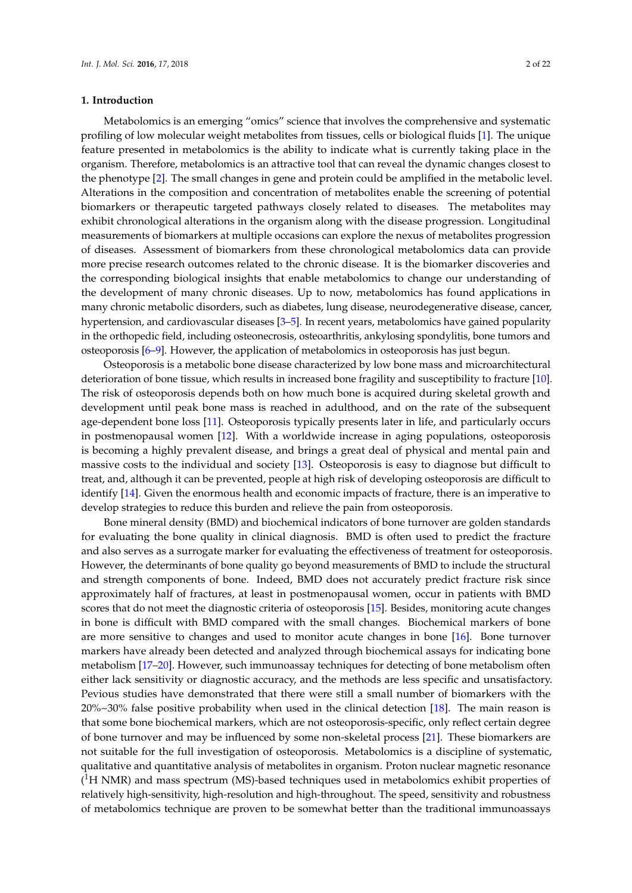## 1. Introduction

Metabolomics is an emerging "omics" science that involves the comprehensive and systematic profiling of low molecular weight metabolites from tissues, cells or biological fluids [1]. The unique feature presented in metabolomics is the ability to indicate what is currently taking place in the organism. Therefore, metabolomics is an attractive tool that can reveal the dynamic changes closest to the phenotype [2]. The small changes in gene and protein could be amplified in the metabolic level. Alterations in the composition and concentration of metabolites enable the screening of potential biomarkers or therapeutic targeted pathways closely related to diseases. The metabolites may exhibit chronological alterations in the organism along with the disease progression. Longitudinal measurements of biomarkers at multiple occasions can explore the nexus of metabolites progression of diseases. Assessment of biomarkers from these chronological metabolomics data can provide more precise research outcomes related to the chronic disease. It is the biomarker discoveries and the corresponding biological insights that enable metabolomics to change our understanding of the development of many chronic diseases. Up to now, metabolomics has found applications in many chronic metabolic disorders, such as diabetes, lung disease, neurodegenerative disease, cancer, hypertension, and cardiovascular diseases [3–5]. In recent years, metabolomics have gained popularity in the orthopedic field, including osteonecrosis, osteoarthritis, ankylosing spondylitis, bone tumors and osteoporosis [6–9]. However, the application of metabolomics in osteoporosis has just begun.

Osteoporosis is a metabolic bone disease characterized by low bone mass and microarchitectural deterioration of bone tissue, which results in increased bone fragility and susceptibility to fracture [10]. The risk of osteoporosis depends both on how much bone is acquired during skeletal growth and development until peak bone mass is reached in adulthood, and on the rate of the subsequent age-dependent bone loss [11]. Osteoporosis typically presents later in life, and particularly occurs in postmenopausal women [12]. With a worldwide increase in aging populations, osteoporosis is becoming a highly prevalent disease, and brings a great deal of physical and mental pain and massive costs to the individual and society [13]. Osteoporosis is easy to diagnose but difficult to treat, and, although it can be prevented, people at high risk of developing osteoporosis are difficult to identify [14]. Given the enormous health and economic impacts of fracture, there is an imperative to develop strategies to reduce this burden and relieve the pain from osteoporosis.

Bone mineral density (BMD) and biochemical indicators of bone turnover are golden standards for evaluating the bone quality in clinical diagnosis. BMD is often used to predict the fracture and also serves as a surrogate marker for evaluating the effectiveness of treatment for osteoporosis. However, the determinants of bone quality go beyond measurements of BMD to include the structural and strength components of bone. Indeed, BMD does not accurately predict fracture risk since approximately half of fractures, at least in postmenopausal women, occur in patients with BMD scores that do not meet the diagnostic criteria of osteoporosis [15]. Besides, monitoring acute changes in bone is difficult with BMD compared with the small changes. Biochemical markers of bone are more sensitive to changes and used to monitor acute changes in bone [16]. Bone turnover markers have already been detected and analyzed through biochemical assays for indicating bone metabolism [17–20]. However, such immunoassay techniques for detecting of bone metabolism often either lack sensitivity or diagnostic accuracy, and the methods are less specific and unsatisfactory. Pevious studies have demonstrated that there were still a small number of biomarkers with the 20%~30% false positive probability when used in the clinical detection [18]. The main reason is that some bone biochemical markers, which are not osteoporosis-specific, only reflect certain degree of bone turnover and may be influenced by some non-skeletal process [21]. These biomarkers are not suitable for the full investigation of osteoporosis. Metabolomics is a discipline of systematic, qualitative and quantitative analysis of metabolites in organism. Proton nuclear magnetic resonance ($^1$H NMR) and mass spectrum (MS)-based techniques used in metabolomics exhibit properties of relatively high-sensitivity, high-resolution and high-throughout. The speed, sensitivity and robustness of metabolomics technique are proven to be somewhat better than the traditional immunoassays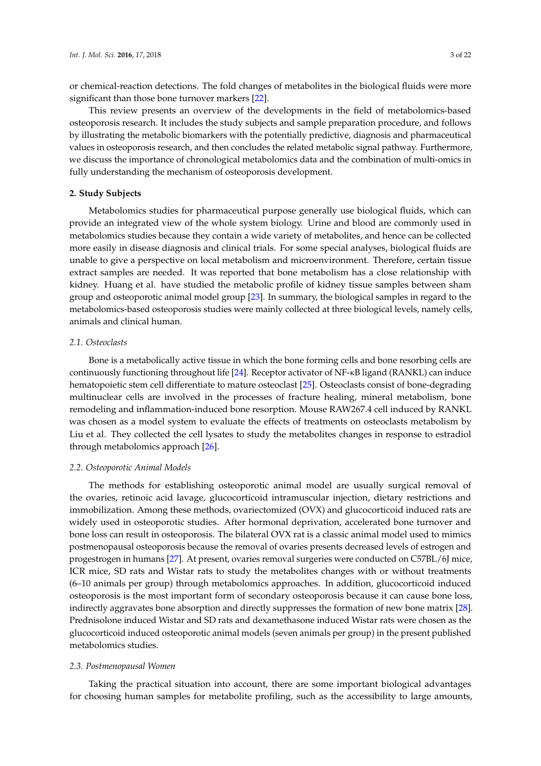or chemical-reaction detections. The fold changes of metabolites in the biological fluids were more significant than those bone turnover markers [22].

This review presents an overview of the developments in the field of metabolomics-based osteoporosis research. It includes the study subjects and sample preparation procedure, and follows by illustrating the metabolic biomarkers with the potentially predictive, diagnosis and pharmaceutical values in osteoporosis research, and then concludes the related metabolic signal pathway. Furthermore, we discuss the importance of chronological metabolomics data and the combination of multi-omics in fully understanding the mechanism of osteoporosis development.

## 2. Study Subjects

Metabolomics studies for pharmaceutical purpose generally use biological fluids, which can provide an integrated view of the whole system biology. Urine and blood are commonly used in metabolomics studies because they contain a wide variety of metabolites, and hence can be collected more easily in disease diagnosis and clinical trials. For some special analyses, biological fluids are unable to give a perspective on local metabolism and microenvironment. Therefore, certain tissue extract samples are needed. It was reported that bone metabolism has a close relationship with kidney. Huang et al. have studied the metabolic profile of kidney tissue samples between sham group and osteoporotic animal model group [23]. In summary, the biological samples in regard to the metabolomics-based osteoporosis studies were mainly collected at three biological levels, namely cells, animals and clinical human.

### *2.1. Osteoclasts*

Bone is a metabolically active tissue in which the bone forming cells and bone resorbing cells are continuously functioning throughout life [24]. Receptor activator of NF-κB ligand (RANKL) can induce hematopoietic stem cell differentiate to mature osteoclast [25]. Osteoclasts consist of bone-degrading multinuclear cells are involved in the processes of fracture healing, mineral metabolism, bone remodeling and inflammation-induced bone resorption. Mouse RAW267.4 cell induced by RANKL was chosen as a model system to evaluate the effects of treatments on osteoclasts metabolism by Liu et al. They collected the cell lysates to study the metabolites changes in response to estradiol through metabolomics approach [26].

### *2.2. Osteoporotic Animal Models*

The methods for establishing osteoporotic animal model are usually surgical removal of the ovaries, retinoic acid lavage, glucocorticoid intramuscular injection, dietary restrictions and immobilization. Among these methods, ovariectomized (OVX) and glucocorticoid induced rats are widely used in osteoporotic studies. After hormonal deprivation, accelerated bone turnover and bone loss can result in osteoporosis. The bilateral OVX rat is a classic animal model used to mimics postmenopausal osteoporosis because the removal of ovaries presents decreased levels of estrogen and progestrogen in humans [27]. At present, ovaries removal surgeries were conducted on C57BL/6J mice, ICR mice, SD rats and Wistar rats to study the metabolites changes with or without treatments (6–10 animals per group) through metabolomics approaches. In addition, glucocorticoid induced osteoporosis is the most important form of secondary osteoporosis because it can cause bone loss, indirectly aggravates bone absorption and directly suppresses the formation of new bone matrix [28]. Prednisolone induced Wistar and SD rats and dexamethasone induced Wistar rats were chosen as the glucocorticoid induced osteoporotic animal models (seven animals per group) in the present published metabolomics studies.

### *2.3. Postmenopausal Women*

Taking the practical situation into account, there are some important biological advantages for choosing human samples for metabolite profiling, such as the accessibility to large amounts,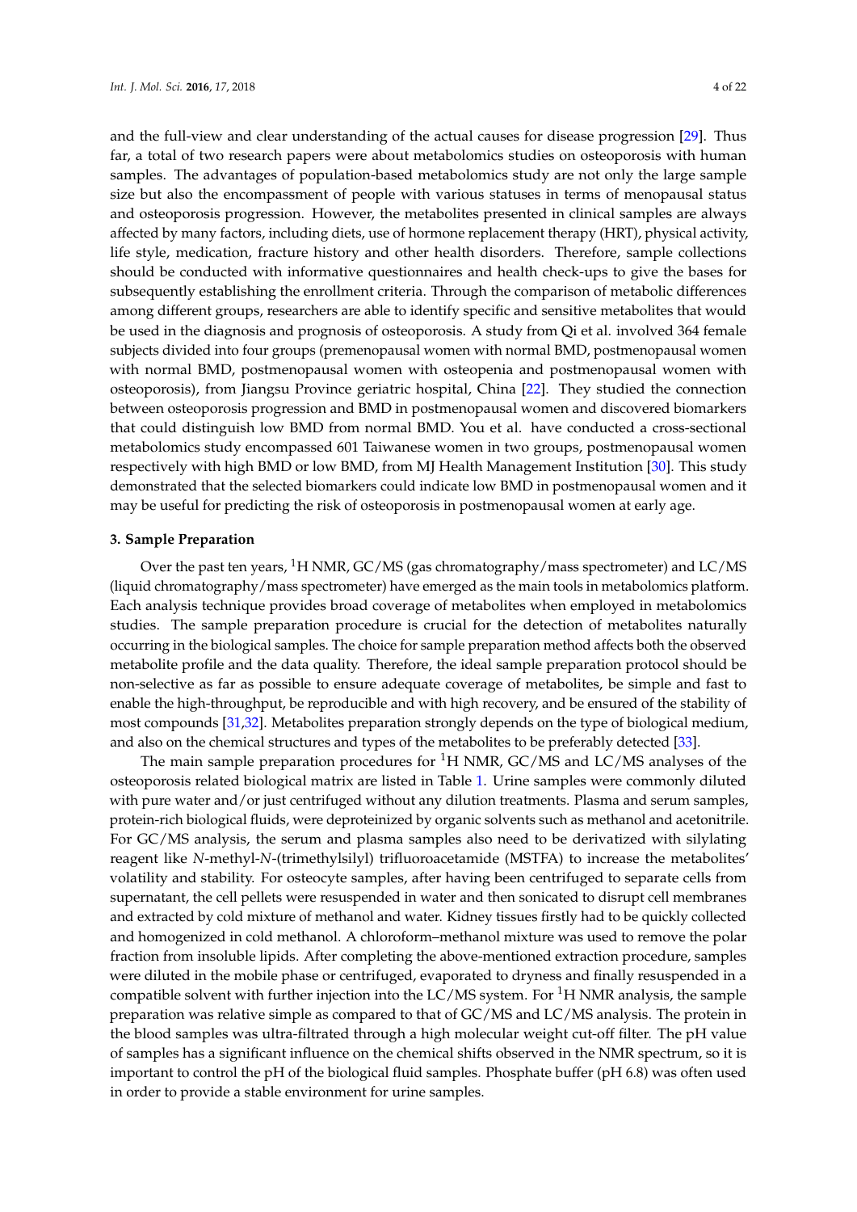and the full-view and clear understanding of the actual causes for disease progression [29]. Thus far, a total of two research papers were about metabolomics studies on osteoporosis with human samples. The advantages of population-based metabolomics study are not only the large sample size but also the encompassment of people with various statuses in terms of menopausal status and osteoporosis progression. However, the metabolites presented in clinical samples are always affected by many factors, including diets, use of hormone replacement therapy (HRT), physical activity, life style, medication, fracture history and other health disorders. Therefore, sample collections should be conducted with informative questionnaires and health check-ups to give the bases for subsequently establishing the enrollment criteria. Through the comparison of metabolic differences among different groups, researchers are able to identify specific and sensitive metabolites that would be used in the diagnosis and prognosis of osteoporosis. A study from Qi et al. involved 364 female subjects divided into four groups (premenopausal women with normal BMD, postmenopausal women with normal BMD, postmenopausal women with osteopenia and postmenopausal women with osteoporosis), from Jiangsu Province geriatric hospital, China [22]. They studied the connection between osteoporosis progression and BMD in postmenopausal women and discovered biomarkers that could distinguish low BMD from normal BMD. You et al. have conducted a cross-sectional metabolomics study encompassed 601 Taiwanese women in two groups, postmenopausal women respectively with high BMD or low BMD, from MJ Health Management Institution [30]. This study demonstrated that the selected biomarkers could indicate low BMD in postmenopausal women and it may be useful for predicting the risk of osteoporosis in postmenopausal women at early age.

## 3. Sample Preparation

Over the past ten years, $^{1}$H NMR, GC/MS (gas chromatography/mass spectrometer) and LC/MS (liquid chromatography/mass spectrometer) have emerged as the main tools in metabolomics platform. Each analysis technique provides broad coverage of metabolites when employed in metabolomics studies. The sample preparation procedure is crucial for the detection of metabolites naturally occurring in the biological samples. The choice for sample preparation method affects both the observed metabolite profile and the data quality. Therefore, the ideal sample preparation protocol should be non-selective as far as possible to ensure adequate coverage of metabolites, be simple and fast to enable the high-throughput, be reproducible and with high recovery, and be ensured of the stability of most compounds [31,32]. Metabolites preparation strongly depends on the type of biological medium, and also on the chemical structures and types of the metabolites to be preferably detected [33].

The main sample preparation procedures for $^{1}$H NMR, GC/MS and LC/MS analyses of the osteoporosis related biological matrix are listed in Table 1. Urine samples were commonly diluted with pure water and/or just centrifuged without any dilution treatments. Plasma and serum samples, protein-rich biological fluids, were deproteinized by organic solvents such as methanol and acetonitrile. For GC/MS analysis, the serum and plasma samples also need to be derivatized with silylating reagent like *N*-methyl-*N*-(trimethylsilyl) trifluoroacetamide (MSTFA) to increase the metabolites' volatility and stability. For osteocyte samples, after having been centrifuged to separate cells from supernatant, the cell pellets were resuspended in water and then sonicated to disrupt cell membranes and extracted by cold mixture of methanol and water. Kidney tissues firstly had to be quickly collected and homogenized in cold methanol. A chloroform–methanol mixture was used to remove the polar fraction from insoluble lipids. After completing the above-mentioned extraction procedure, samples were diluted in the mobile phase or centrifuged, evaporated to dryness and finally resuspended in a compatible solvent with further injection into the LC/MS system. For $^{1}$H NMR analysis, the sample preparation was relative simple as compared to that of GC/MS and LC/MS analysis. The protein in the blood samples was ultra-filtrated through a high molecular weight cut-off filter. The pH value of samples has a significant influence on the chemical shifts observed in the NMR spectrum, so it is important to control the pH of the biological fluid samples. Phosphate buffer (pH 6.8) was often used in order to provide a stable environment for urine samples.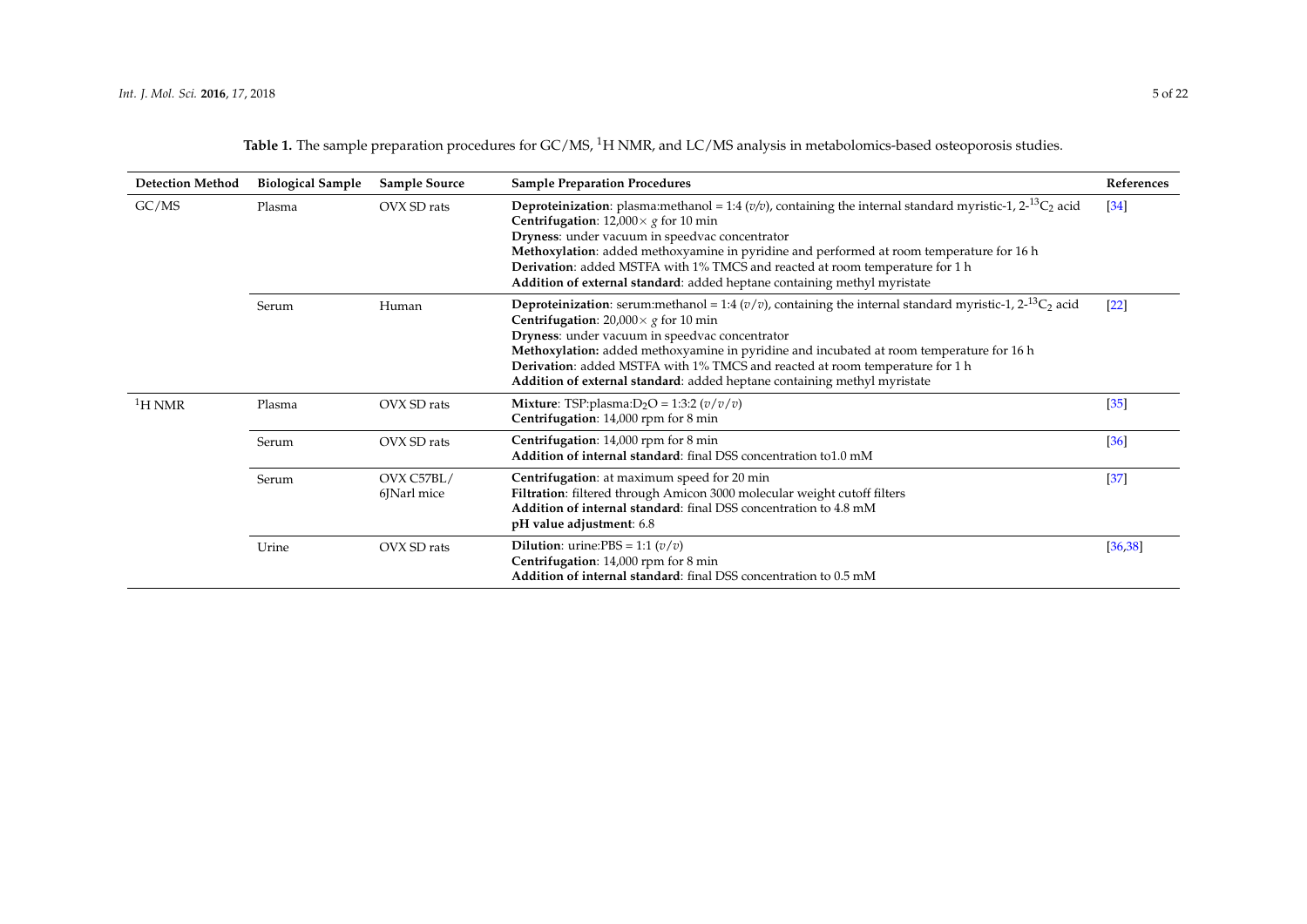**Table 1.** The sample preparation procedures for GC/MS, $^{1}H$ NMR, and LC/MS analysis in metabolomics-based osteoporosis studies.

| Detection Method | Biological Sample | Sample Source | Sample Preparation Procedures | References |
|---|---|---|---|---|
| GC/MS | Plasma | OVX SD rats | **Deproteinization**: plasma:methanol = 1:4 (*v/v*), containing the internal standard myristic-1, 2-$^{13}C_2$ acid<br>**Centrifugation**: 12,000× *g* for 10 min<br>**Dryness**: under vacuum in speedvac concentrator<br>**Methoxylation**: added methoxyamine in pyridine and performed at room temperature for 16 h<br>**Derivation**: added MSTFA with 1% TMCS and reacted at room temperature for 1 h<br>**Addition of external standard**: added heptane containing methyl myristate | [34] |
| | Serum | Human | **Deproteinization**: serum:methanol = 1:4 (*v/v*), containing the internal standard myristic-1, 2-$^{13}C_2$ acid<br>**Centrifugation**: 20,000× *g* for 10 min<br>**Dryness**: under vacuum in speedvac concentrator<br>**Methoxylation:** added methoxyamine in pyridine and incubated at room temperature for 16 h<br>**Derivation**: added MSTFA with 1% TMCS and reacted at room temperature for 1 h<br>**Addition of external standard**: added heptane containing methyl myristate | [22] |
| $^{1}H$ NMR | Plasma | OVX SD rats | **Mixture**: TSP:plasma:$D_2O$ = 1:3:2 (*v/v/v*)<br>**Centrifugation**: 14,000 rpm for 8 min | [35] |
| | Serum | OVX SD rats | **Centrifugation**: 14,000 rpm for 8 min<br>**Addition of internal standard**: final DSS concentration to1.0 mM | [36] |
| | Serum | OVX C57BL/6JNarl mice | **Centrifugation**: at maximum speed for 20 min<br>**Filtration**: filtered through Amicon 3000 molecular weight cutoff filters<br>**Addition of internal standard**: final DSS concentration to 4.8 mM<br>**pH value adjustment**: 6.8 | [37] |
| | Urine | OVX SD rats | **Dilution**: urine:PBS = 1:1 (*v/v*)<br>**Centrifugation**: 14,000 rpm for 8 min<br>**Addition of internal standard**: final DSS concentration to 0.5 mM | [36,38] |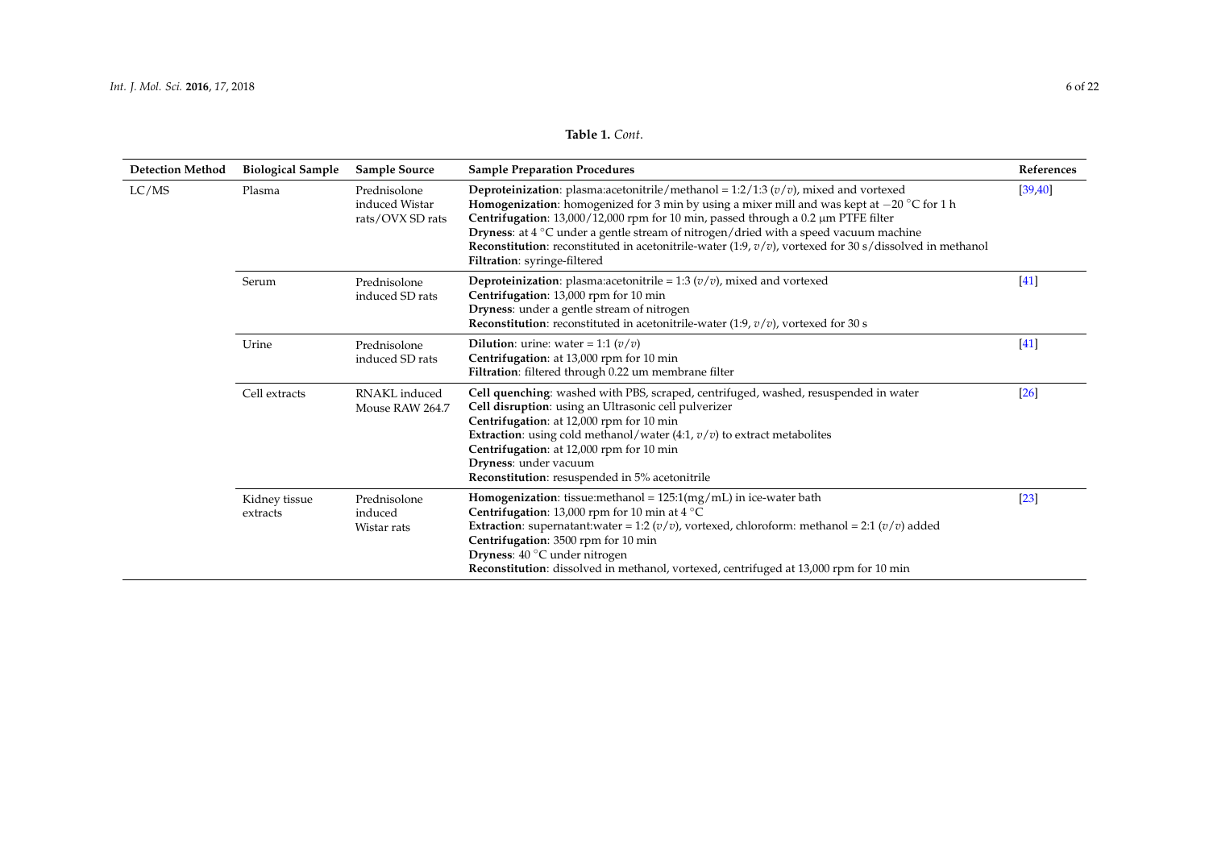**Table 1.** *Cont.*

| Detection Method | Biological Sample | Sample Source | Sample Preparation Procedures | References |
|---|---|---|---|---|
| LC/MS | Plasma | Prednisolone induced Wistar rats/OVX SD rats | **Deproteinization**: plasma:acetonitrile/methanol = 1:2/1:3 ($v/v$), mixed and vortexed<br>**Homogenization**: homogenized for 3 min by using a mixer mill and was kept at −20 °C for 1 h<br>**Centrifugation**: 13,000/12,000 rpm for 10 min, passed through a 0.2 µm PTFE filter<br>**Dryness**: at 4 °C under a gentle stream of nitrogen/dried with a speed vacuum machine<br>**Reconstitution**: reconstituted in acetonitrile-water (1:9, $v/v$), vortexed for 30 s/dissolved in methanol<br>**Filtration**: syringe-filtered | [39,40] |
| | Serum | Prednisolone induced SD rats | **Deproteinization**: plasma:acetonitrile = 1:3 ($v/v$), mixed and vortexed<br>**Centrifugation**: 13,000 rpm for 10 min<br>**Dryness**: under a gentle stream of nitrogen<br>**Reconstitution**: reconstituted in acetonitrile-water (1:9, $v/v$), vortexed for 30 s | [41] |
| | Urine | Prednisolone induced SD rats | **Dilution**: urine: water = 1:1 ($v/v$)<br>**Centrifugation**: at 13,000 rpm for 10 min<br>**Filtration**: filtered through 0.22 um membrane filter | [41] |
| | Cell extracts | RNAKL induced Mouse RAW 264.7 | **Cell quenching**: washed with PBS, scraped, centrifuged, washed, resuspended in water<br>**Cell disruption**: using an Ultrasonic cell pulverizer<br>**Centrifugation**: at 12,000 rpm for 10 min<br>**Extraction**: using cold methanol/water (4:1, $v/v$) to extract metabolites<br>**Centrifugation**: at 12,000 rpm for 10 min<br>**Dryness**: under vacuum<br>**Reconstitution**: resuspended in 5% acetonitrile | [26] |
| | Kidney tissue extracts | Prednisolone induced Wistar rats | **Homogenization**: tissue:methanol = 125:1(mg/mL) in ice-water bath<br>**Centrifugation**: 13,000 rpm for 10 min at 4 °C<br>**Extraction**: supernatant:water = 1:2 ($v/v$), vortexed, chloroform: methanol = 2:1 ($v/v$) added<br>**Centrifugation**: 3500 rpm for 10 min<br>**Dryness**: 40 °C under nitrogen<br>**Reconstitution**: dissolved in methanol, vortexed, centrifuged at 13,000 rpm for 10 min | [23] |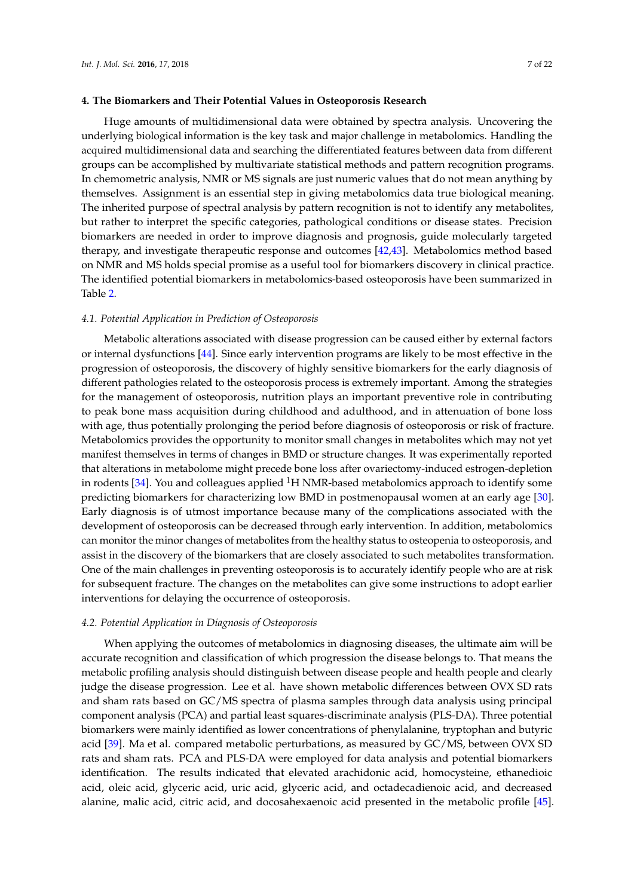## 4. The Biomarkers and Their Potential Values in Osteoporosis Research

Huge amounts of multidimensional data were obtained by spectra analysis. Uncovering the underlying biological information is the key task and major challenge in metabolomics. Handling the acquired multidimensional data and searching the differentiated features between data from different groups can be accomplished by multivariate statistical methods and pattern recognition programs. In chemometric analysis, NMR or MS signals are just numeric values that do not mean anything by themselves. Assignment is an essential step in giving metabolomics data true biological meaning. The inherited purpose of spectral analysis by pattern recognition is not to identify any metabolites, but rather to interpret the specific categories, pathological conditions or disease states. Precision biomarkers are needed in order to improve diagnosis and prognosis, guide molecularly targeted therapy, and investigate therapeutic response and outcomes [42,43]. Metabolomics method based on NMR and MS holds special promise as a useful tool for biomarkers discovery in clinical practice. The identified potential biomarkers in metabolomics-based osteoporosis have been summarized in Table 2.

### *4.1. Potential Application in Prediction of Osteoporosis*

Metabolic alterations associated with disease progression can be caused either by external factors or internal dysfunctions [44]. Since early intervention programs are likely to be most effective in the progression of osteoporosis, the discovery of highly sensitive biomarkers for the early diagnosis of different pathologies related to the osteoporosis process is extremely important. Among the strategies for the management of osteoporosis, nutrition plays an important preventive role in contributing to peak bone mass acquisition during childhood and adulthood, and in attenuation of bone loss with age, thus potentially prolonging the period before diagnosis of osteoporosis or risk of fracture. Metabolomics provides the opportunity to monitor small changes in metabolites which may not yet manifest themselves in terms of changes in BMD or structure changes. It was experimentally reported that alterations in metabolome might precede bone loss after ovariectomy-induced estrogen-depletion in rodents [34]. You and colleagues applied $^{1}H$ NMR-based metabolomics approach to identify some predicting biomarkers for characterizing low BMD in postmenopausal women at an early age [30]. Early diagnosis is of utmost importance because many of the complications associated with the development of osteoporosis can be decreased through early intervention. In addition, metabolomics can monitor the minor changes of metabolites from the healthy status to osteopenia to osteoporosis, and assist in the discovery of the biomarkers that are closely associated to such metabolites transformation. One of the main challenges in preventing osteoporosis is to accurately identify people who are at risk for subsequent fracture. The changes on the metabolites can give some instructions to adopt earlier interventions for delaying the occurrence of osteoporosis.

### *4.2. Potential Application in Diagnosis of Osteoporosis*

When applying the outcomes of metabolomics in diagnosing diseases, the ultimate aim will be accurate recognition and classification of which progression the disease belongs to. That means the metabolic profiling analysis should distinguish between disease people and health people and clearly judge the disease progression. Lee et al. have shown metabolic differences between OVX SD rats and sham rats based on GC/MS spectra of plasma samples through data analysis using principal component analysis (PCA) and partial least squares-discriminate analysis (PLS-DA). Three potential biomarkers were mainly identified as lower concentrations of phenylalanine, tryptophan and butyric acid [39]. Ma et al. compared metabolic perturbations, as measured by GC/MS, between OVX SD rats and sham rats. PCA and PLS-DA were employed for data analysis and potential biomarkers identification. The results indicated that elevated arachidonic acid, homocysteine, ethanedioic acid, oleic acid, glyceric acid, uric acid, glyceric acid, and octadecadienoic acid, and decreased alanine, malic acid, citric acid, and docosahexaenoic acid presented in the metabolic profile [45].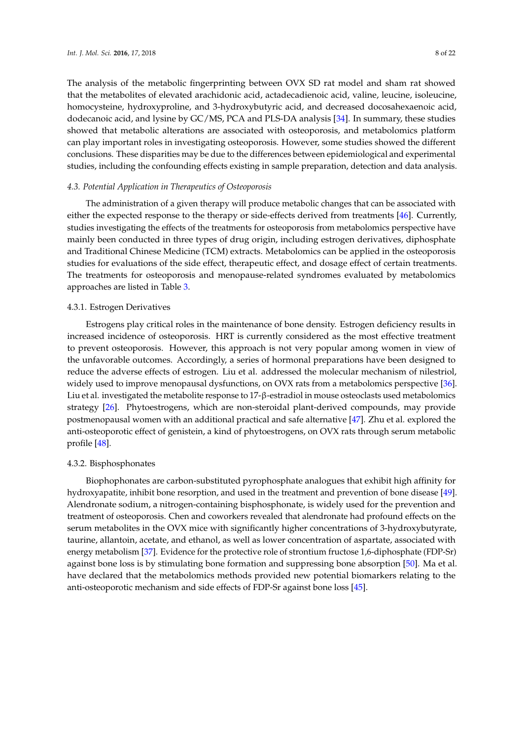The analysis of the metabolic fingerprinting between OVX SD rat model and sham rat showed that the metabolites of elevated arachidonic acid, actadecadienoic acid, valine, leucine, isoleucine, homocysteine, hydroxyproline, and 3-hydroxybutyric acid, and decreased docosahexaenoic acid, dodecanoic acid, and lysine by GC/MS, PCA and PLS-DA analysis [34]. In summary, these studies showed that metabolic alterations are associated with osteoporosis, and metabolomics platform can play important roles in investigating osteoporosis. However, some studies showed the different conclusions. These disparities may be due to the differences between epidemiological and experimental studies, including the confounding effects existing in sample preparation, detection and data analysis.

### *4.3. Potential Application in Therapeutics of Osteoporosis*

The administration of a given therapy will produce metabolic changes that can be associated with either the expected response to the therapy or side-effects derived from treatments [46]. Currently, studies investigating the effects of the treatments for osteoporosis from metabolomics perspective have mainly been conducted in three types of drug origin, including estrogen derivatives, diphosphate and Traditional Chinese Medicine (TCM) extracts. Metabolomics can be applied in the osteoporosis studies for evaluations of the side effect, therapeutic effect, and dosage effect of certain treatments. The treatments for osteoporosis and menopause-related syndromes evaluated by metabolomics approaches are listed in Table 3.

#### 4.3.1. Estrogen Derivatives

Estrogens play critical roles in the maintenance of bone density. Estrogen deficiency results in increased incidence of osteoporosis. HRT is currently considered as the most effective treatment to prevent osteoporosis. However, this approach is not very popular among women in view of the unfavorable outcomes. Accordingly, a series of hormonal preparations have been designed to reduce the adverse effects of estrogen. Liu et al. addressed the molecular mechanism of nilestriol, widely used to improve menopausal dysfunctions, on OVX rats from a metabolomics perspective [36]. Liu et al. investigated the metabolite response to 17-β-estradiol in mouse osteoclasts used metabolomics strategy [26]. Phytoestrogens, which are non-steroidal plant-derived compounds, may provide postmenopausal women with an additional practical and safe alternative [47]. Zhu et al. explored the anti-osteoporotic effect of genistein, a kind of phytoestrogens, on OVX rats through serum metabolic profile [48].

#### 4.3.2. Bisphosphonates

Biophophonates are carbon-substituted pyrophosphate analogues that exhibit high affinity for hydroxyapatite, inhibit bone resorption, and used in the treatment and prevention of bone disease [49]. Alendronate sodium, a nitrogen-containing bisphosphonate, is widely used for the prevention and treatment of osteoporosis. Chen and coworkers revealed that alendronate had profound effects on the serum metabolites in the OVX mice with significantly higher concentrations of 3-hydroxybutyrate, taurine, allantoin, acetate, and ethanol, as well as lower concentration of aspartate, associated with energy metabolism [37]. Evidence for the protective role of strontium fructose 1,6-diphosphate (FDP-Sr) against bone loss is by stimulating bone formation and suppressing bone absorption [50]. Ma et al. have declared that the metabolomics methods provided new potential biomarkers relating to the anti-osteoporotic mechanism and side effects of FDP-Sr against bone loss [45].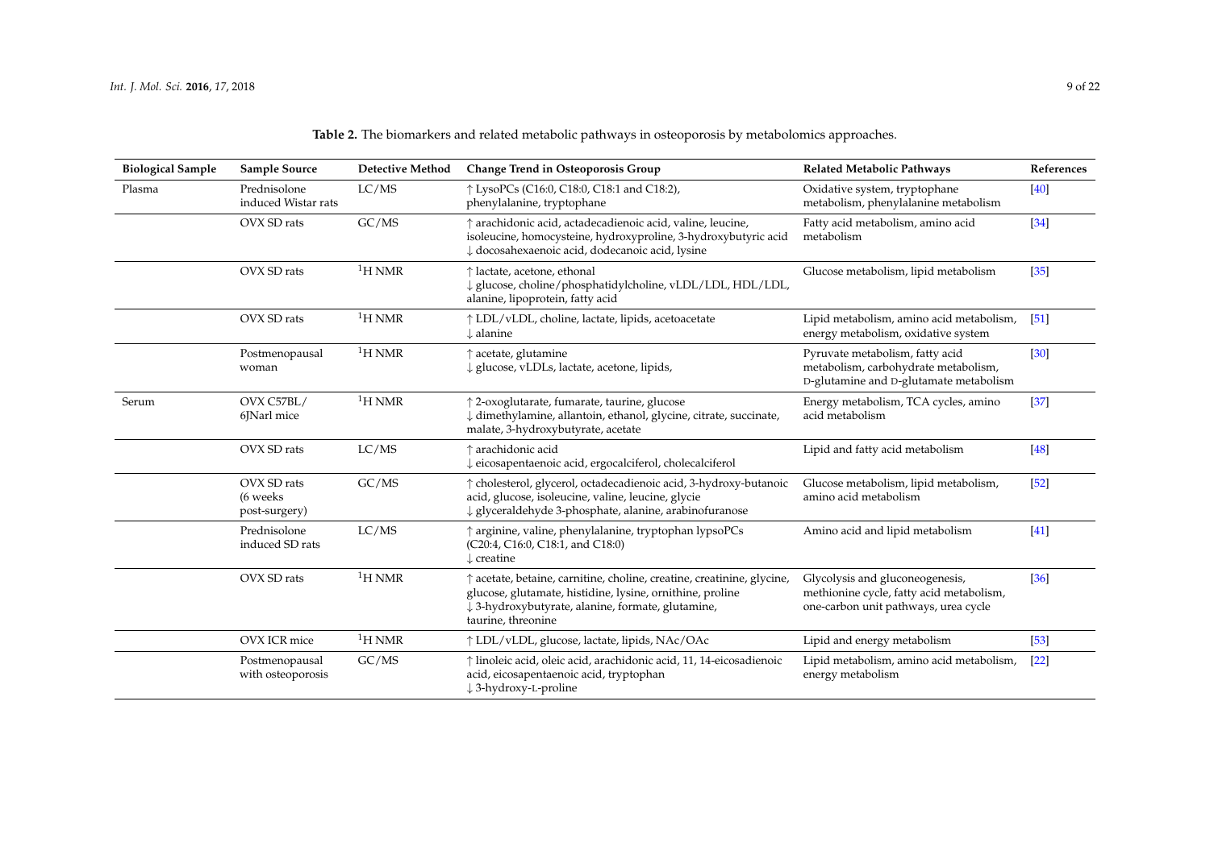**Table 2.** The biomarkers and related metabolic pathways in osteoporosis by metabolomics approaches.

| Biological Sample | Sample Source | Detective Method | Change Trend in Osteoporosis Group | Related Metabolic Pathways | References |
|---|---|---|---|---|---|
| Plasma | Prednisolone induced Wistar rats | LC/MS | ↑ LysoPCs (C16:0, C18:0, C18:1 and C18:2), phenylalanine, tryptophane | Oxidative system, tryptophane metabolism, phenylalanine metabolism | [40] |
| | OVX SD rats | GC/MS | ↑ arachidonic acid, actadecadienoic acid, valine, leucine, isoleucine, homocysteine, hydroxyproline, 3-hydroxybutyric acid<br>↓ docosahexaenoic acid, dodecanoic acid, lysine | Fatty acid metabolism, amino acid metabolism | [34] |
| | OVX SD rats | $^1$H NMR | ↑ lactate, acetone, ethonal<br>↓ glucose, choline/phosphatidylcholine, vLDL/LDL, HDL/LDL, alanine, lipoprotein, fatty acid | Glucose metabolism, lipid metabolism | [35] |
| | OVX SD rats | $^1$H NMR | ↑ LDL/vLDL, choline, lactate, lipids, acetoacetate<br>↓ alanine | Lipid metabolism, amino acid metabolism, energy metabolism, oxidative system | [51] |
| | Postmenopausal woman | $^1$H NMR | ↑ acetate, glutamine<br>↓ glucose, vLDLs, lactate, acetone, lipids, | Pyruvate metabolism, fatty acid metabolism, carbohydrate metabolism, D-glutamine and D-glutamate metabolism | [30] |
| Serum | OVX C57BL/6JNarl mice | $^1$H NMR | ↑ 2-oxoglutarate, fumarate, taurine, glucose<br>↓ dimethylamine, allantoin, ethanol, glycine, citrate, succinate, malate, 3-hydroxybutyrate, acetate | Energy metabolism, TCA cycles, amino acid metabolism | [37] |
| | OVX SD rats | LC/MS | ↑ arachidonic acid<br>↓ eicosapentaenoic acid, ergocalciferol, cholecalciferol | Lipid and fatty acid metabolism | [48] |
| | OVX SD rats (6 weeks post-surgery) | GC/MS | ↑ cholesterol, glycerol, octadecadienoic acid, 3-hydroxy-butanoic acid, glucose, isoleucine, valine, leucine, glycie<br>↓ glyceraldehyde 3-phosphate, alanine, arabinofuranose | Glucose metabolism, lipid metabolism, amino acid metabolism | [52] |
| | Prednisolone induced SD rats | LC/MS | ↑ arginine, valine, phenylalanine, tryptophan lypsoPCs (C20:4, C16:0, C18:1, and C18:0)<br>↓ creatine | Amino acid and lipid metabolism | [41] |
| | OVX SD rats | $^1$H NMR | ↑ acetate, betaine, carnitine, choline, creatine, creatinine, glycine, glucose, glutamate, histidine, lysine, ornithine, proline<br>↓ 3-hydroxybutyrate, alanine, formate, glutamine, taurine, threonine | Glycolysis and gluconeogenesis, methionine cycle, fatty acid metabolism, one-carbon unit pathways, urea cycle | [36] |
| | OVX ICR mice | $^1$H NMR | ↑ LDL/vLDL, glucose, lactate, lipids, NAc/OAc | Lipid and energy metabolism | [53] |
| | Postmenopausal with osteoporosis | GC/MS | ↑ linoleic acid, oleic acid, arachidonic acid, 11, 14-eicosadienoic acid, eicosapentaenoic acid, tryptophan<br>↓ 3-hydroxy-L-proline | Lipid metabolism, amino acid metabolism, energy metabolism | [22] |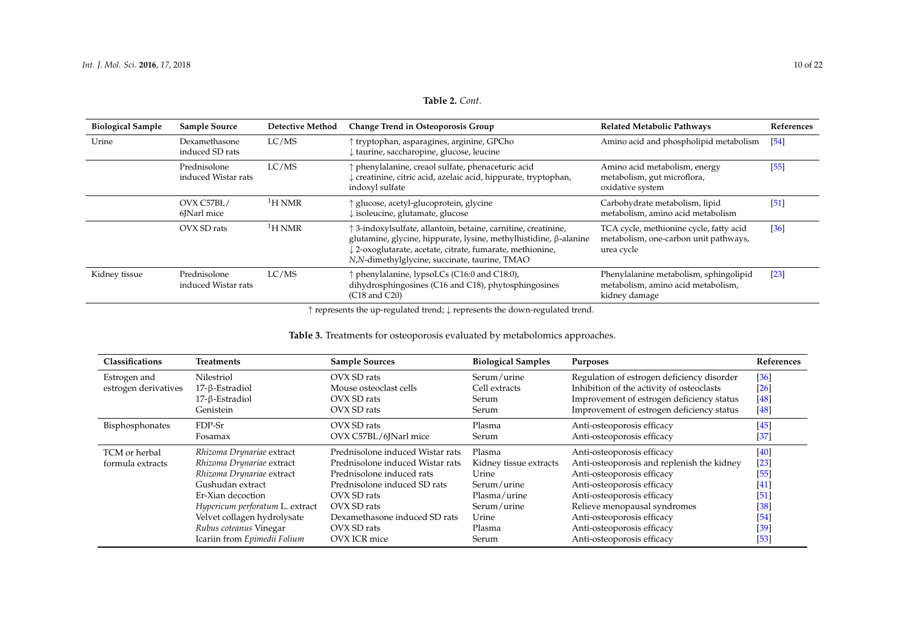**Table 2.** *Cont.*

| Biological Sample | Sample Source | Detective Method | Change Trend in Osteoporosis Group | Related Metabolic Pathways | References |
|---|---|---|---|---|---|
| Urine | Dexamethasone induced SD rats | LC/MS | ↑ tryptophan, asparagines, arginine, GPCho<br>↓ taurine, saccharopine, glucose, leucine | Amino acid and phospholipid metabolism | [54] |
| | Prednisolone induced Wistar rats | LC/MS | ↑ phenylalanine, creaol sulfate, phenaceturic acid<br>↓ creatinine, citric acid, azelaic acid, hippurate, tryptophan, indoxyl sulfate | Amino acid metabolism, energy metabolism, gut microflora, oxidative system | [55] |
| | OVX C57BL/6JNarl mice | $^{1}$H NMR | ↑ glucose, acetyl-glucoprotein, glycine<br>↓ isoleucine, glutamate, glucose | Carbohydrate metabolism, lipid metabolism, amino acid metabolism | [51] |
| | OVX SD rats | $^{1}$H NMR | ↑ 3-indoxylsulfate, allantoin, betaine, carnitine, creatinine, glutamine, glycine, hippurate, lysine, methylhistidine, β-alanine<br>↓ 2-oxoglutarate, acetate, citrate, fumarate, methionine, *N*,*N*-dimethylglycine, succinate, taurine, TMAO | TCA cycle, methionine cycle, fatty acid metabolism, one-carbon unit pathways, urea cycle | [36] |
| Kidney tissue | Prednisolone induced Wistar rats | LC/MS | ↑ phenylalanine, lypsoLCs (C16:0 and C18:0), dihydrosphingosines (C16 and C18), phytosphingosines (C18 and C20) | Phenylalanine metabolism, sphingolipid metabolism, amino acid metabolism, kidney damage | [23] |

↑ represents the up-regulated trend; ↓ represents the down-regulated trend.

**Table 3.** Treatments for osteoporosis evaluated by metabolomics approaches.

| Classifications | Treatments | Sample Sources | Biological Samples | Purposes | References |
|---|---|---|---|---|---|
| Estrogen and estrogen derivatives | Nilestriol | OVX SD rats | Serum/urine | Regulation of estrogen deficiency disorder | [36] |
| | 17-β-Estradiol | Mouse osteoclast cells | Cell extracts | Inhibition of the activity of osteoclasts | [26] |
| | 17-β-Estradiol | OVX SD rats | Serum | Improvement of estrogen deficiency status | [48] |
| | Genistein | OVX SD rats | Serum | Improvement of estrogen deficiency status | [48] |
| Bisphosphonates | FDP-Sr | OVX SD rats | Plasma | Anti-osteoporosis efficacy | [45] |
| | Fosamax | OVX C57BL/6JNarl mice | Serum | Anti-osteoporosis efficacy | [37] |
| TCM or herbal formula extracts | *Rhizoma Drynariae* extract | Prednisolone induced Wistar rats | Plasma | Anti-osteoporosis efficacy | [40] |
| | *Rhizoma Drynariae* extract | Prednisolone induced Wistar rats | Kidney tissue extracts | Anti-osteoporosis and replenish the kidney | [23] |
| | *Rhizoma Drynariae* extract | Prednisolone induced rats | Urine | Anti-osteoporosis efficacy | [55] |
| | Gushudan extract | Prednisolone induced SD rats | Serum/urine | Anti-osteoporosis efficacy | [41] |
| | Er-Xian decoction | OVX SD rats | Plasma/urine | Anti-osteoporosis efficacy | [51] |
| | *Hypericum perforatum* L. extract | OVX SD rats | Serum/urine | Relieve menopausal syndromes | [38] |
| | Velvet collagen hydrolysate | Dexamethasone induced SD rats | Urine | Anti-osteoporosis efficacy | [54] |
| | *Rubus coteanus* Vinegar | OVX SD rats | Plasma | Anti-osteoporosis efficacy | [39] |
| | Icariin from *Epimedii Folium* | OVX ICR mice | Serum | Anti-osteoporosis efficacy | [53] |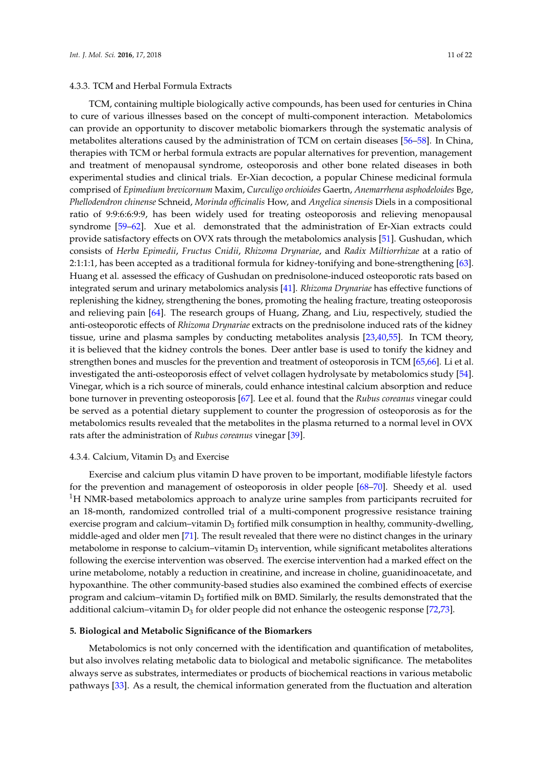#### 4.3.3. TCM and Herbal Formula Extracts

TCM, containing multiple biologically active compounds, has been used for centuries in China to cure of various illnesses based on the concept of multi-component interaction. Metabolomics can provide an opportunity to discover metabolic biomarkers through the systematic analysis of metabolites alterations caused by the administration of TCM on certain diseases [56–58]. In China, therapies with TCM or herbal formula extracts are popular alternatives for prevention, management and treatment of menopausal syndrome, osteoporosis and other bone related diseases in both experimental studies and clinical trials. Er-Xian decoction, a popular Chinese medicinal formula comprised of *Epimedium brevicornum* Maxim, *Curculigo orchioides* Gaertn, *Anemarrhena asphodeloides* Bge, *Phellodendron chinense* Schneid, *Morinda officinalis* How, and *Angelica sinensis* Diels in a compositional ratio of 9:9:6:6:9:9, has been widely used for treating osteoporosis and relieving menopausal syndrome [59–62]. Xue et al. demonstrated that the administration of Er-Xian extracts could provide satisfactory effects on OVX rats through the metabolomics analysis [51]. Gushudan, which consists of *Herba Epimedii*, *Fructus Cnidii*, *Rhizoma Drynariae*, and *Radix Miltiorrhizae* at a ratio of 2:1:1:1, has been accepted as a traditional formula for kidney-tonifying and bone-strengthening [63]. Huang et al. assessed the efficacy of Gushudan on prednisolone-induced osteoporotic rats based on integrated serum and urinary metabolomics analysis [41]. *Rhizoma Drynariae* has effective functions of replenishing the kidney, strengthening the bones, promoting the healing fracture, treating osteoporosis and relieving pain [64]. The research groups of Huang, Zhang, and Liu, respectively, studied the anti-osteoporotic effects of *Rhizoma Drynariae* extracts on the prednisolone induced rats of the kidney tissue, urine and plasma samples by conducting metabolites analysis [23,40,55]. In TCM theory, it is believed that the kidney controls the bones. Deer antler base is used to tonify the kidney and strengthen bones and muscles for the prevention and treatment of osteoporosis in TCM [65,66]. Li et al. investigated the anti-osteoporosis effect of velvet collagen hydrolysate by metabolomics study [54]. Vinegar, which is a rich source of minerals, could enhance intestinal calcium absorption and reduce bone turnover in preventing osteoporosis [67]. Lee et al. found that the *Rubus coreanus* vinegar could be served as a potential dietary supplement to counter the progression of osteoporosis as for the metabolomics results revealed that the metabolites in the plasma returned to a normal level in OVX rats after the administration of *Rubus coreanus* vinegar [39].

#### 4.3.4. Calcium, Vitamin $D_3$ and Exercise

Exercise and calcium plus vitamin D have proven to be important, modifiable lifestyle factors for the prevention and management of osteoporosis in older people [68–70]. Sheedy et al. used $^{1}$H NMR-based metabolomics approach to analyze urine samples from participants recruited for an 18-month, randomized controlled trial of a multi-component progressive resistance training exercise program and calcium–vitamin $D_3$ fortified milk consumption in healthy, community-dwelling, middle-aged and older men [71]. The result revealed that there were no distinct changes in the urinary metabolome in response to calcium–vitamin $D_3$ intervention, while significant metabolites alterations following the exercise intervention was observed. The exercise intervention had a marked effect on the urine metabolome, notably a reduction in creatinine, and increase in choline, guanidinoacetate, and hypoxanthine. The other community-based studies also examined the combined effects of exercise program and calcium–vitamin $D_3$ fortified milk on BMD. Similarly, the results demonstrated that the additional calcium–vitamin $D_3$ for older people did not enhance the osteogenic response [72,73].

## 5. Biological and Metabolic Significance of the Biomarkers

Metabolomics is not only concerned with the identification and quantification of metabolites, but also involves relating metabolic data to biological and metabolic significance. The metabolites always serve as substrates, intermediates or products of biochemical reactions in various metabolic pathways [33]. As a result, the chemical information generated from the fluctuation and alteration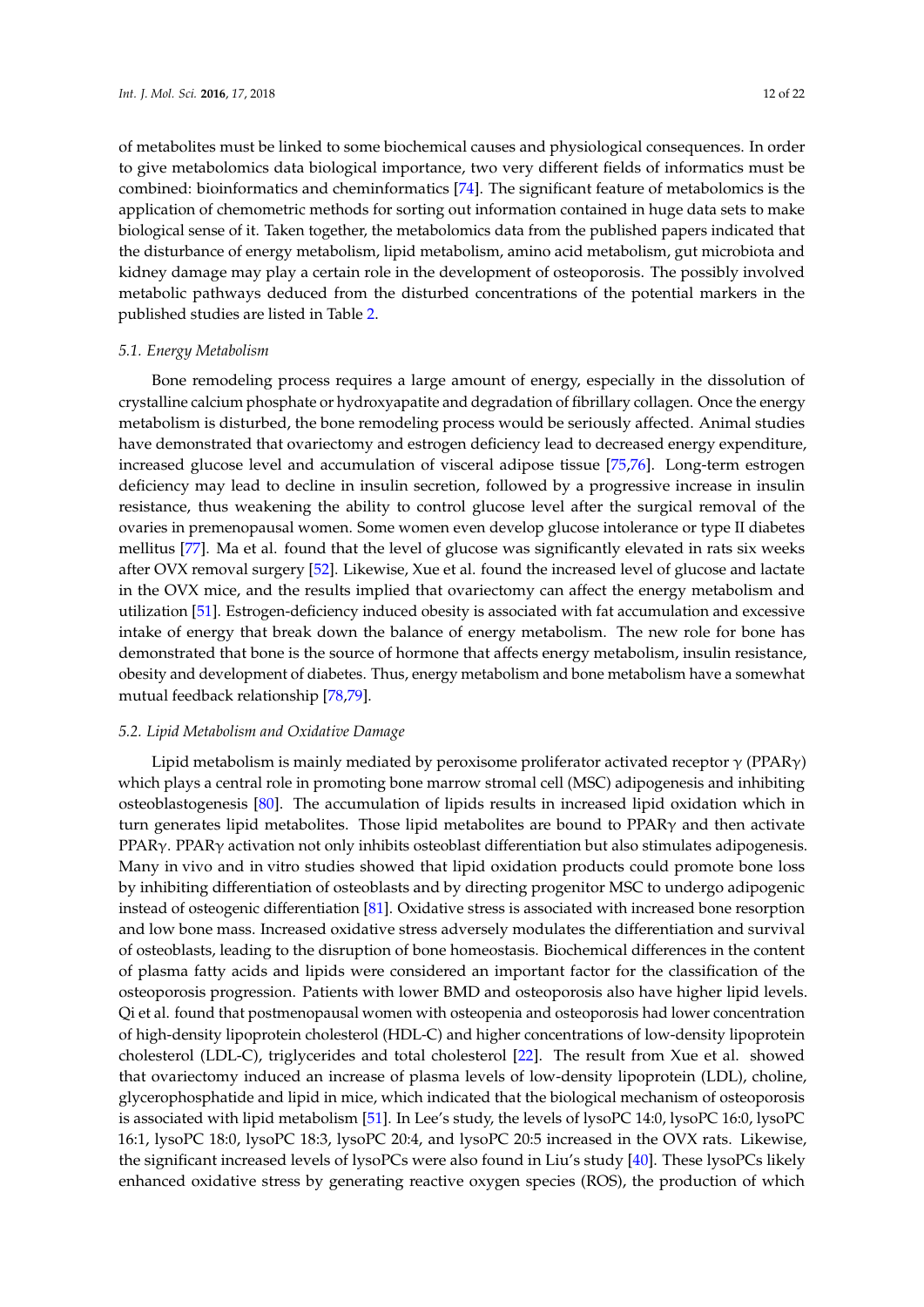of metabolites must be linked to some biochemical causes and physiological consequences. In order to give metabolomics data biological importance, two very different fields of informatics must be combined: bioinformatics and cheminformatics [74]. The significant feature of metabolomics is the application of chemometric methods for sorting out information contained in huge data sets to make biological sense of it. Taken together, the metabolomics data from the published papers indicated that the disturbance of energy metabolism, lipid metabolism, amino acid metabolism, gut microbiota and kidney damage may play a certain role in the development of osteoporosis. The possibly involved metabolic pathways deduced from the disturbed concentrations of the potential markers in the published studies are listed in Table 2.

### 5.1. Energy Metabolism

Bone remodeling process requires a large amount of energy, especially in the dissolution of crystalline calcium phosphate or hydroxyapatite and degradation of fibrillary collagen. Once the energy metabolism is disturbed, the bone remodeling process would be seriously affected. Animal studies have demonstrated that ovariectomy and estrogen deficiency lead to decreased energy expenditure, increased glucose level and accumulation of visceral adipose tissue [75,76]. Long-term estrogen deficiency may lead to decline in insulin secretion, followed by a progressive increase in insulin resistance, thus weakening the ability to control glucose level after the surgical removal of the ovaries in premenopausal women. Some women even develop glucose intolerance or type II diabetes mellitus [77]. Ma et al. found that the level of glucose was significantly elevated in rats six weeks after OVX removal surgery [52]. Likewise, Xue et al. found the increased level of glucose and lactate in the OVX mice, and the results implied that ovariectomy can affect the energy metabolism and utilization [51]. Estrogen-deficiency induced obesity is associated with fat accumulation and excessive intake of energy that break down the balance of energy metabolism. The new role for bone has demonstrated that bone is the source of hormone that affects energy metabolism, insulin resistance, obesity and development of diabetes. Thus, energy metabolism and bone metabolism have a somewhat mutual feedback relationship [78,79].

### 5.2. Lipid Metabolism and Oxidative Damage

Lipid metabolism is mainly mediated by peroxisome proliferator activated receptor γ (PPARγ) which plays a central role in promoting bone marrow stromal cell (MSC) adipogenesis and inhibiting osteoblastogenesis [80]. The accumulation of lipids results in increased lipid oxidation which in turn generates lipid metabolites. Those lipid metabolites are bound to PPARγ and then activate PPARγ. PPARγ activation not only inhibits osteoblast differentiation but also stimulates adipogenesis. Many in vivo and in vitro studies showed that lipid oxidation products could promote bone loss by inhibiting differentiation of osteoblasts and by directing progenitor MSC to undergo adipogenic instead of osteogenic differentiation [81]. Oxidative stress is associated with increased bone resorption and low bone mass. Increased oxidative stress adversely modulates the differentiation and survival of osteoblasts, leading to the disruption of bone homeostasis. Biochemical differences in the content of plasma fatty acids and lipids were considered an important factor for the classification of the osteoporosis progression. Patients with lower BMD and osteoporosis also have higher lipid levels. Qi et al. found that postmenopausal women with osteopenia and osteoporosis had lower concentration of high-density lipoprotein cholesterol (HDL-C) and higher concentrations of low-density lipoprotein cholesterol (LDL-C), triglycerides and total cholesterol [22]. The result from Xue et al. showed that ovariectomy induced an increase of plasma levels of low-density lipoprotein (LDL), choline, glycerophosphatide and lipid in mice, which indicated that the biological mechanism of osteoporosis is associated with lipid metabolism [51]. In Lee's study, the levels of lysoPC 14:0, lysoPC 16:0, lysoPC 16:1, lysoPC 18:0, lysoPC 18:3, lysoPC 20:4, and lysoPC 20:5 increased in the OVX rats. Likewise, the significant increased levels of lysoPCs were also found in Liu's study [40]. These lysoPCs likely enhanced oxidative stress by generating reactive oxygen species (ROS), the production of which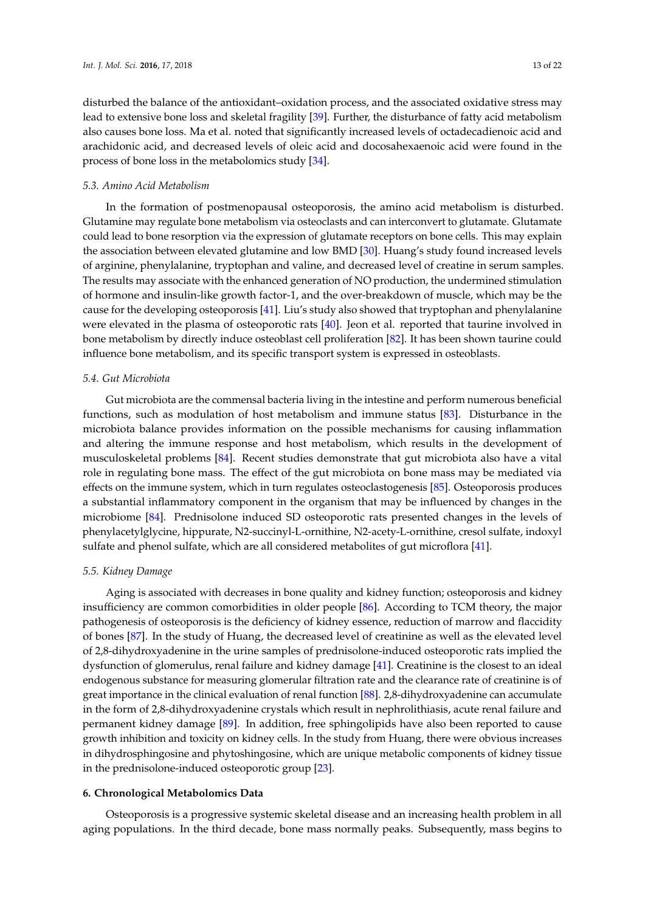disturbed the balance of the antioxidant–oxidation process, and the associated oxidative stress may lead to extensive bone loss and skeletal fragility [39]. Further, the disturbance of fatty acid metabolism also causes bone loss. Ma et al. noted that significantly increased levels of octadecadienoic acid and arachidonic acid, and decreased levels of oleic acid and docosahexaenoic acid were found in the process of bone loss in the metabolomics study [34].

### *5.3. Amino Acid Metabolism*

In the formation of postmenopausal osteoporosis, the amino acid metabolism is disturbed. Glutamine may regulate bone metabolism via osteoclasts and can interconvert to glutamate. Glutamate could lead to bone resorption via the expression of glutamate receptors on bone cells. This may explain the association between elevated glutamine and low BMD [30]. Huang's study found increased levels of arginine, phenylalanine, tryptophan and valine, and decreased level of creatine in serum samples. The results may associate with the enhanced generation of NO production, the undermined stimulation of hormone and insulin-like growth factor-1, and the over-breakdown of muscle, which may be the cause for the developing osteoporosis [41]. Liu's study also showed that tryptophan and phenylalanine were elevated in the plasma of osteoporotic rats [40]. Jeon et al. reported that taurine involved in bone metabolism by directly induce osteoblast cell proliferation [82]. It has been shown taurine could influence bone metabolism, and its specific transport system is expressed in osteoblasts.

### *5.4. Gut Microbiota*

Gut microbiota are the commensal bacteria living in the intestine and perform numerous beneficial functions, such as modulation of host metabolism and immune status [83]. Disturbance in the microbiota balance provides information on the possible mechanisms for causing inflammation and altering the immune response and host metabolism, which results in the development of musculoskeletal problems [84]. Recent studies demonstrate that gut microbiota also have a vital role in regulating bone mass. The effect of the gut microbiota on bone mass may be mediated via effects on the immune system, which in turn regulates osteoclastogenesis [85]. Osteoporosis produces a substantial inflammatory component in the organism that may be influenced by changes in the microbiome [84]. Prednisolone induced SD osteoporotic rats presented changes in the levels of phenylacetylglycine, hippurate, N2-succinyl-L-ornithine, N2-acety-L-ornithine, cresol sulfate, indoxyl sulfate and phenol sulfate, which are all considered metabolites of gut microflora [41].

### *5.5. Kidney Damage*

Aging is associated with decreases in bone quality and kidney function; osteoporosis and kidney insufficiency are common comorbidities in older people [86]. According to TCM theory, the major pathogenesis of osteoporosis is the deficiency of kidney essence, reduction of marrow and flaccidity of bones [87]. In the study of Huang, the decreased level of creatinine as well as the elevated level of 2,8-dihydroxyadenine in the urine samples of prednisolone-induced osteoporotic rats implied the dysfunction of glomerulus, renal failure and kidney damage [41]. Creatinine is the closest to an ideal endogenous substance for measuring glomerular filtration rate and the clearance rate of creatinine is of great importance in the clinical evaluation of renal function [88]. 2,8-dihydroxyadenine can accumulate in the form of 2,8-dihydroxyadenine crystals which result in nephrolithiasis, acute renal failure and permanent kidney damage [89]. In addition, free sphingolipids have also been reported to cause growth inhibition and toxicity on kidney cells. In the study from Huang, there were obvious increases in dihydrosphingosine and phytoshingosine, which are unique metabolic components of kidney tissue in the prednisolone-induced osteoporotic group [23].

## **6. Chronological Metabolomics Data**

Osteoporosis is a progressive systemic skeletal disease and an increasing health problem in all aging populations. In the third decade, bone mass normally peaks. Subsequently, mass begins to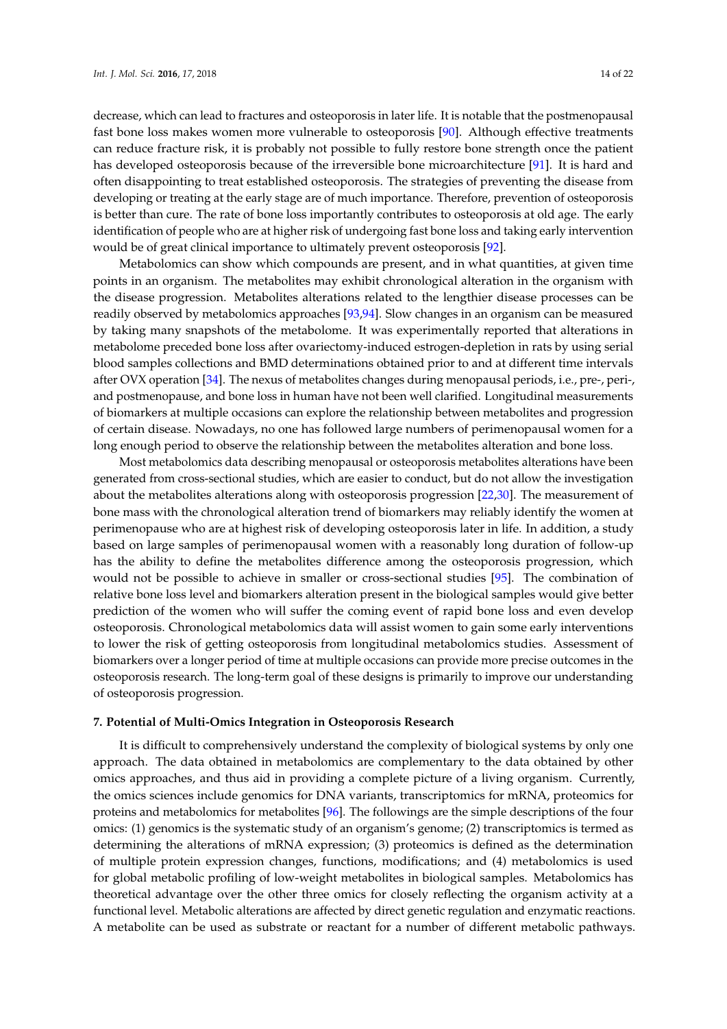decrease, which can lead to fractures and osteoporosis in later life. It is notable that the postmenopausal fast bone loss makes women more vulnerable to osteoporosis [90]. Although effective treatments can reduce fracture risk, it is probably not possible to fully restore bone strength once the patient has developed osteoporosis because of the irreversible bone microarchitecture [91]. It is hard and often disappointing to treat established osteoporosis. The strategies of preventing the disease from developing or treating at the early stage are of much importance. Therefore, prevention of osteoporosis is better than cure. The rate of bone loss importantly contributes to osteoporosis at old age. The early identification of people who are at higher risk of undergoing fast bone loss and taking early intervention would be of great clinical importance to ultimately prevent osteoporosis [92].

Metabolomics can show which compounds are present, and in what quantities, at given time points in an organism. The metabolites may exhibit chronological alteration in the organism with the disease progression. Metabolites alterations related to the lengthier disease processes can be readily observed by metabolomics approaches [93,94]. Slow changes in an organism can be measured by taking many snapshots of the metabolome. It was experimentally reported that alterations in metabolome preceded bone loss after ovariectomy-induced estrogen-depletion in rats by using serial blood samples collections and BMD determinations obtained prior to and at different time intervals after OVX operation [34]. The nexus of metabolites changes during menopausal periods, i.e., pre-, peri-, and postmenopause, and bone loss in human have not been well clarified. Longitudinal measurements of biomarkers at multiple occasions can explore the relationship between metabolites and progression of certain disease. Nowadays, no one has followed large numbers of perimenopausal women for a long enough period to observe the relationship between the metabolites alteration and bone loss.

Most metabolomics data describing menopausal or osteoporosis metabolites alterations have been generated from cross-sectional studies, which are easier to conduct, but do not allow the investigation about the metabolites alterations along with osteoporosis progression [22,30]. The measurement of bone mass with the chronological alteration trend of biomarkers may reliably identify the women at perimenopause who are at highest risk of developing osteoporosis later in life. In addition, a study based on large samples of perimenopausal women with a reasonably long duration of follow-up has the ability to define the metabolites difference among the osteoporosis progression, which would not be possible to achieve in smaller or cross-sectional studies [95]. The combination of relative bone loss level and biomarkers alteration present in the biological samples would give better prediction of the women who will suffer the coming event of rapid bone loss and even develop osteoporosis. Chronological metabolomics data will assist women to gain some early interventions to lower the risk of getting osteoporosis from longitudinal metabolomics studies. Assessment of biomarkers over a longer period of time at multiple occasions can provide more precise outcomes in the osteoporosis research. The long-term goal of these designs is primarily to improve our understanding of osteoporosis progression.

## 7. Potential of Multi-Omics Integration in Osteoporosis Research

It is difficult to comprehensively understand the complexity of biological systems by only one approach. The data obtained in metabolomics are complementary to the data obtained by other omics approaches, and thus aid in providing a complete picture of a living organism. Currently, the omics sciences include genomics for DNA variants, transcriptomics for mRNA, proteomics for proteins and metabolomics for metabolites [96]. The followings are the simple descriptions of the four omics: (1) genomics is the systematic study of an organism's genome; (2) transcriptomics is termed as determining the alterations of mRNA expression; (3) proteomics is defined as the determination of multiple protein expression changes, functions, modifications; and (4) metabolomics is used for global metabolic profiling of low-weight metabolites in biological samples. Metabolomics has theoretical advantage over the other three omics for closely reflecting the organism activity at a functional level. Metabolic alterations are affected by direct genetic regulation and enzymatic reactions. A metabolite can be used as substrate or reactant for a number of different metabolic pathways.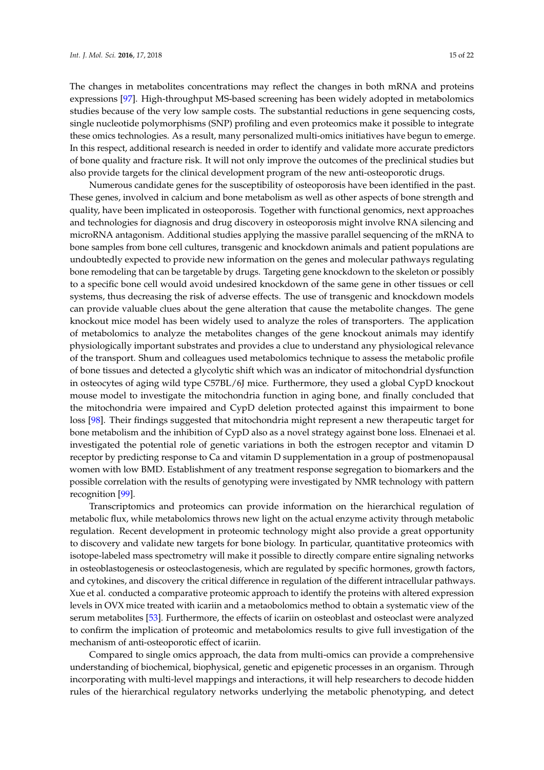The changes in metabolites concentrations may reflect the changes in both mRNA and proteins expressions [97]. High-throughput MS-based screening has been widely adopted in metabolomics studies because of the very low sample costs. The substantial reductions in gene sequencing costs, single nucleotide polymorphisms (SNP) profiling and even proteomics make it possible to integrate these omics technologies. As a result, many personalized multi-omics initiatives have begun to emerge. In this respect, additional research is needed in order to identify and validate more accurate predictors of bone quality and fracture risk. It will not only improve the outcomes of the preclinical studies but also provide targets for the clinical development program of the new anti-osteoporotic drugs.

Numerous candidate genes for the susceptibility of osteoporosis have been identified in the past. These genes, involved in calcium and bone metabolism as well as other aspects of bone strength and quality, have been implicated in osteoporosis. Together with functional genomics, next approaches and technologies for diagnosis and drug discovery in osteoporosis might involve RNA silencing and microRNA antagonism. Additional studies applying the massive parallel sequencing of the mRNA to bone samples from bone cell cultures, transgenic and knockdown animals and patient populations are undoubtedly expected to provide new information on the genes and molecular pathways regulating bone remodeling that can be targetable by drugs. Targeting gene knockdown to the skeleton or possibly to a specific bone cell would avoid undesired knockdown of the same gene in other tissues or cell systems, thus decreasing the risk of adverse effects. The use of transgenic and knockdown models can provide valuable clues about the gene alteration that cause the metabolite changes. The gene knockout mice model has been widely used to analyze the roles of transporters. The application of metabolomics to analyze the metabolites changes of the gene knockout animals may identify physiologically important substrates and provides a clue to understand any physiological relevance of the transport. Shum and colleagues used metabolomics technique to assess the metabolic profile of bone tissues and detected a glycolytic shift which was an indicator of mitochondrial dysfunction in osteocytes of aging wild type C57BL/6J mice. Furthermore, they used a global CypD knockout mouse model to investigate the mitochondria function in aging bone, and finally concluded that the mitochondria were impaired and CypD deletion protected against this impairment to bone loss [98]. Their findings suggested that mitochondria might represent a new therapeutic target for bone metabolism and the inhibition of CypD also as a novel strategy against bone loss. Elnenaei et al. investigated the potential role of genetic variations in both the estrogen receptor and vitamin D receptor by predicting response to Ca and vitamin D supplementation in a group of postmenopausal women with low BMD. Establishment of any treatment response segregation to biomarkers and the possible correlation with the results of genotyping were investigated by NMR technology with pattern recognition [99].

Transcriptomics and proteomics can provide information on the hierarchical regulation of metabolic flux, while metabolomics throws new light on the actual enzyme activity through metabolic regulation. Recent development in proteomic technology might also provide a great opportunity to discovery and validate new targets for bone biology. In particular, quantitative proteomics with isotope-labeled mass spectrometry will make it possible to directly compare entire signaling networks in osteoblastogenesis or osteoclastogenesis, which are regulated by specific hormones, growth factors, and cytokines, and discovery the critical difference in regulation of the different intracellular pathways. Xue et al. conducted a comparative proteomic approach to identify the proteins with altered expression levels in OVX mice treated with icariin and a metaobolomics method to obtain a systematic view of the serum metabolites [53]. Furthermore, the effects of icariin on osteoblast and osteoclast were analyzed to confirm the implication of proteomic and metabolomics results to give full investigation of the mechanism of anti-osteoporotic effect of icariin.

Compared to single omics approach, the data from multi-omics can provide a comprehensive understanding of biochemical, biophysical, genetic and epigenetic processes in an organism. Through incorporating with multi-level mappings and interactions, it will help researchers to decode hidden rules of the hierarchical regulatory networks underlying the metabolic phenotyping, and detect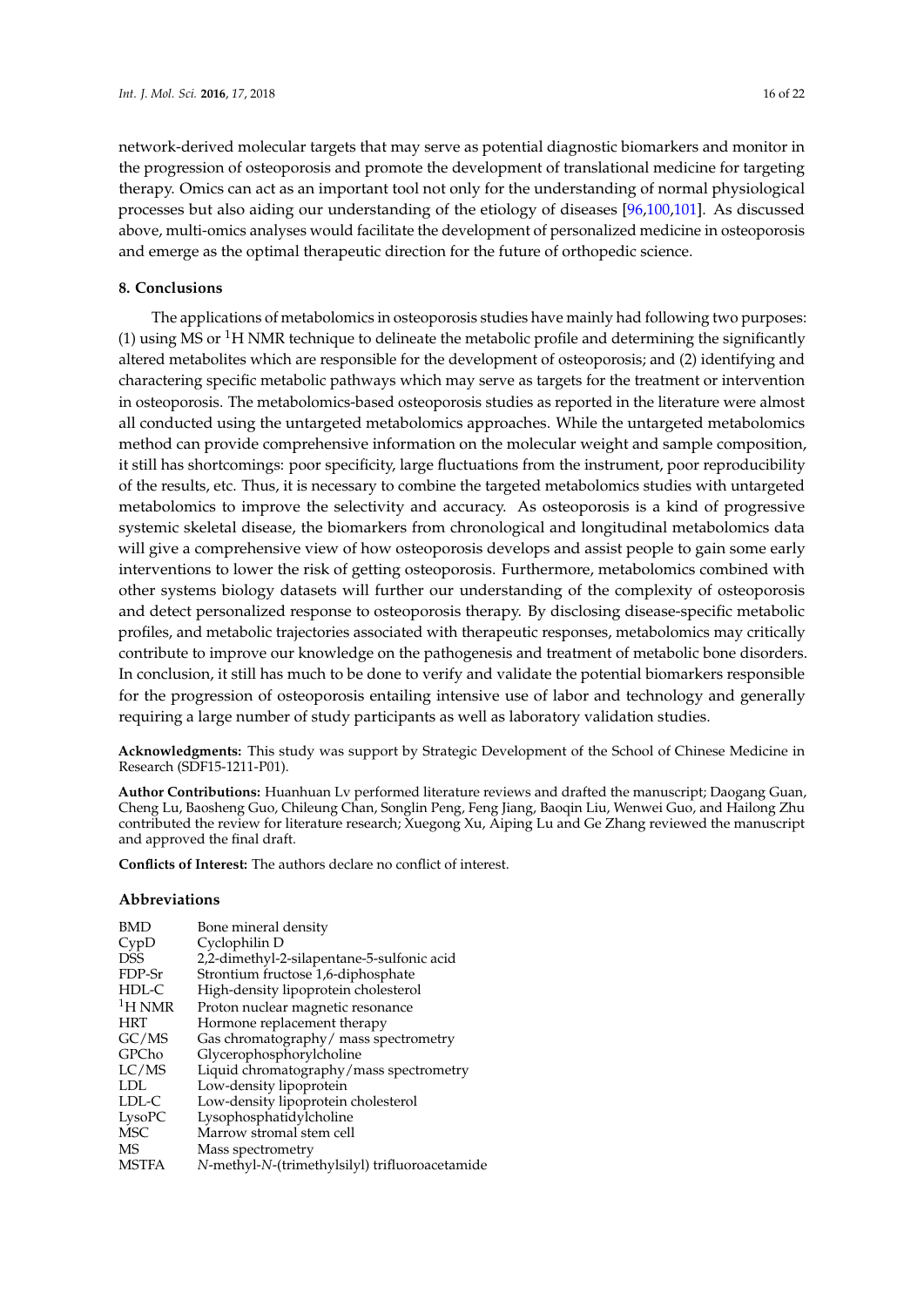network-derived molecular targets that may serve as potential diagnostic biomarkers and monitor in the progression of osteoporosis and promote the development of translational medicine for targeting therapy. Omics can act as an important tool not only for the understanding of normal physiological processes but also aiding our understanding of the etiology of diseases [96,100,101]. As discussed above, multi-omics analyses would facilitate the development of personalized medicine in osteoporosis and emerge as the optimal therapeutic direction for the future of orthopedic science.

## 8. Conclusions

The applications of metabolomics in osteoporosis studies have mainly had following two purposes: (1) using MS or $^1$H NMR technique to delineate the metabolic profile and determining the significantly altered metabolites which are responsible for the development of osteoporosis; and (2) identifying and charactering specific metabolic pathways which may serve as targets for the treatment or intervention in osteoporosis. The metabolomics-based osteoporosis studies as reported in the literature were almost all conducted using the untargeted metabolomics approaches. While the untargeted metabolomics method can provide comprehensive information on the molecular weight and sample composition, it still has shortcomings: poor specificity, large fluctuations from the instrument, poor reproducibility of the results, etc. Thus, it is necessary to combine the targeted metabolomics studies with untargeted metabolomics to improve the selectivity and accuracy. As osteoporosis is a kind of progressive systemic skeletal disease, the biomarkers from chronological and longitudinal metabolomics data will give a comprehensive view of how osteoporosis develops and assist people to gain some early interventions to lower the risk of getting osteoporosis. Furthermore, metabolomics combined with other systems biology datasets will further our understanding of the complexity of osteoporosis and detect personalized response to osteoporosis therapy. By disclosing disease-specific metabolic profiles, and metabolic trajectories associated with therapeutic responses, metabolomics may critically contribute to improve our knowledge on the pathogenesis and treatment of metabolic bone disorders. In conclusion, it still has much to be done to verify and validate the potential biomarkers responsible for the progression of osteoporosis entailing intensive use of labor and technology and generally requiring a large number of study participants as well as laboratory validation studies.

**Acknowledgments:** This study was support by Strategic Development of the School of Chinese Medicine in Research (SDF15-1211-P01).

**Author Contributions:** Huanhuan Lv performed literature reviews and drafted the manuscript; Daogang Guan, Cheng Lu, Baosheng Guo, Chileung Chan, Songlin Peng, Feng Jiang, Baoqin Liu, Wenwei Guo, and Hailong Zhu contributed the review for literature research; Xuegong Xu, Aiping Lu and Ge Zhang reviewed the manuscript and approved the final draft.

**Conflicts of Interest:** The authors declare no conflict of interest.

### Abbreviations

| | |
|---|---|
| BMD | Bone mineral density |
| CypD | Cyclophilin D |
| DSS | 2,2-dimethyl-2-silapentane-5-sulfonic acid |
| FDP-Sr | Strontium fructose 1,6-diphosphate |
| HDL-C | High-density lipoprotein cholesterol |
| $^1$H NMR | Proton nuclear magnetic resonance |
| HRT | Hormone replacement therapy |
| GC/MS | Gas chromatography/ mass spectrometry |
| GPCho | Glycerophosphorylcholine |
| LC/MS | Liquid chromatography/mass spectrometry |
| LDL | Low-density lipoprotein |
| LDL-C | Low-density lipoprotein cholesterol |
| LysoPC | Lysophosphatidylcholine |
| MSC | Marrow stromal stem cell |
| MS | Mass spectrometry |
| MSTFA | *N*-methyl-*N*-(trimethylsilyl) trifluoroacetamide |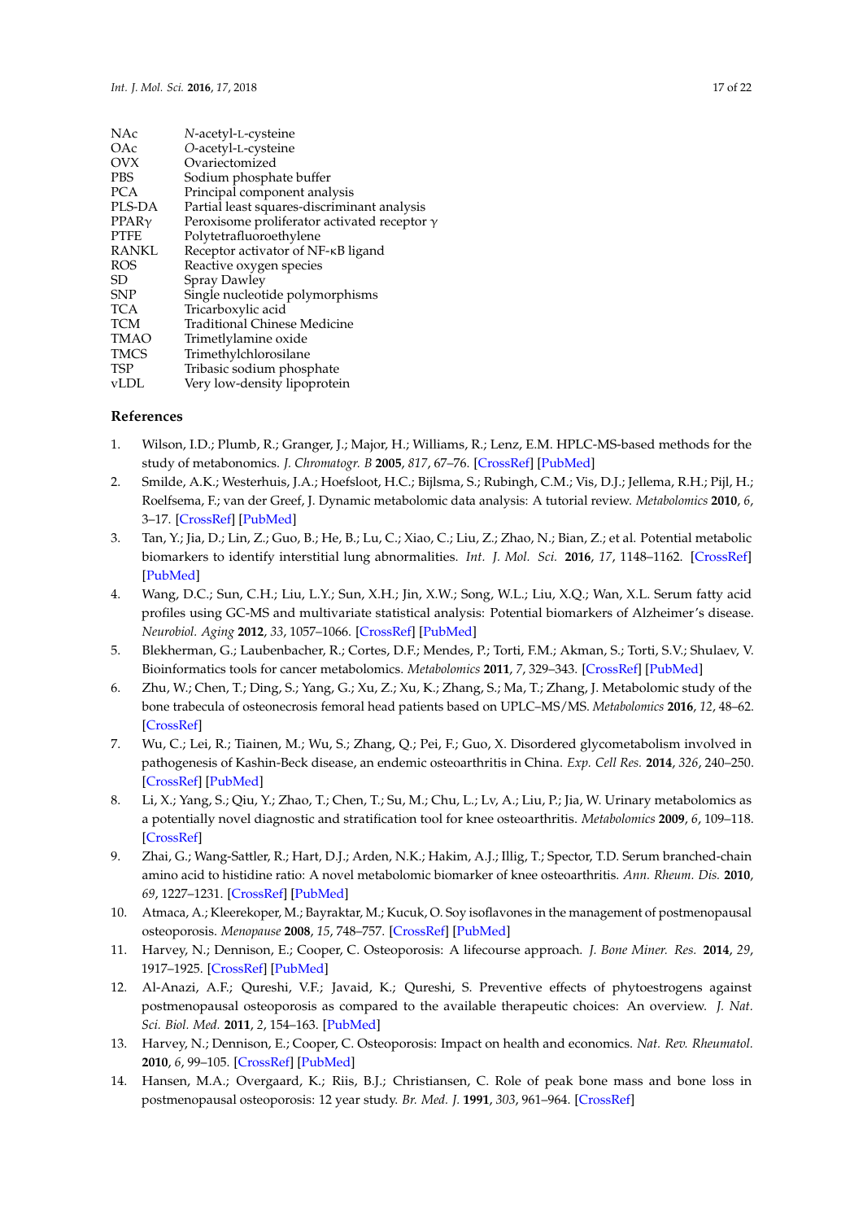| | |
|---|---|
| NAc | *N*-acetyl-L-cysteine |
| OAc | *O*-acetyl-L-cysteine |
| OVX | Ovariectomized |
| PBS | Sodium phosphate buffer |
| PCA | Principal component analysis |
| PLS-DA | Partial least squares-discriminant analysis |
| PPARγ | Peroxisome proliferator activated receptor γ |
| PTFE | Polytetrafluoroethylene |
| RANKL | Receptor activator of NF-κB ligand |
| ROS | Reactive oxygen species |
| SD | Spray Dawley |
| SNP | Single nucleotide polymorphisms |
| TCA | Tricarboxylic acid |
| TCM | Traditional Chinese Medicine |
| TMAO | Trimetlylamine oxide |
| TMCS | Trimethylchlorosilane |
| TSP | Tribasic sodium phosphate |
| vLDL | Very low-density lipoprotein |

## References

1. Wilson, I.D.; Plumb, R.; Granger, J.; Major, H.; Williams, R.; Lenz, E.M. HPLC-MS-based methods for the study of metabonomics. *J. Chromatogr. B* **2005**, *817*, 67–76. [CrossRef] [PubMed]
2. Smilde, A.K.; Westerhuis, J.A.; Hoefsloot, H.C.; Bijlsma, S.; Rubingh, C.M.; Vis, D.J.; Jellema, R.H.; Pijl, H.; Roelfsema, F.; van der Greef, J. Dynamic metabolomic data analysis: A tutorial review. *Metabolomics* **2010**, *6*, 3–17. [CrossRef] [PubMed]
3. Tan, Y.; Jia, D.; Lin, Z.; Guo, B.; He, B.; Lu, C.; Xiao, C.; Liu, Z.; Zhao, N.; Bian, Z.; et al. Potential metabolic biomarkers to identify interstitial lung abnormalities. *Int. J. Mol. Sci.* **2016**, *17*, 1148–1162. [CrossRef] [PubMed]
4. Wang, D.C.; Sun, C.H.; Liu, L.Y.; Sun, X.H.; Jin, X.W.; Song, W.L.; Liu, X.Q.; Wan, X.L. Serum fatty acid profiles using GC-MS and multivariate statistical analysis: Potential biomarkers of Alzheimer's disease. *Neurobiol. Aging* **2012**, *33*, 1057–1066. [CrossRef] [PubMed]
5. Blekherman, G.; Laubenbacher, R.; Cortes, D.F.; Mendes, P.; Torti, F.M.; Akman, S.; Torti, S.V.; Shulaev, V. Bioinformatics tools for cancer metabolomics. *Metabolomics* **2011**, *7*, 329–343. [CrossRef] [PubMed]
6. Zhu, W.; Chen, T.; Ding, S.; Yang, G.; Xu, Z.; Xu, K.; Zhang, S.; Ma, T.; Zhang, J. Metabolomic study of the bone trabecula of osteonecrosis femoral head patients based on UPLC–MS/MS. *Metabolomics* **2016**, *12*, 48–62. [CrossRef]
7. Wu, C.; Lei, R.; Tiainen, M.; Wu, S.; Zhang, Q.; Pei, F.; Guo, X. Disordered glycometabolism involved in pathogenesis of Kashin-Beck disease, an endemic osteoarthritis in China. *Exp. Cell Res.* **2014**, *326*, 240–250. [CrossRef] [PubMed]
8. Li, X.; Yang, S.; Qiu, Y.; Zhao, T.; Chen, T.; Su, M.; Chu, L.; Lv, A.; Liu, P.; Jia, W. Urinary metabolomics as a potentially novel diagnostic and stratification tool for knee osteoarthritis. *Metabolomics* **2009**, *6*, 109–118. [CrossRef]
9. Zhai, G.; Wang-Sattler, R.; Hart, D.J.; Arden, N.K.; Hakim, A.J.; Illig, T.; Spector, T.D. Serum branched-chain amino acid to histidine ratio: A novel metabolomic biomarker of knee osteoarthritis. *Ann. Rheum. Dis.* **2010**, *69*, 1227–1231. [CrossRef] [PubMed]
10. Atmaca, A.; Kleerekoper, M.; Bayraktar, M.; Kucuk, O. Soy isoflavones in the management of postmenopausal osteoporosis. *Menopause* **2008**, *15*, 748–757. [CrossRef] [PubMed]
11. Harvey, N.; Dennison, E.; Cooper, C. Osteoporosis: A lifecourse approach. *J. Bone Miner. Res.* **2014**, *29*, 1917–1925. [CrossRef] [PubMed]
12. Al-Anazi, A.F.; Qureshi, V.F.; Javaid, K.; Qureshi, S. Preventive effects of phytoestrogens against postmenopausal osteoporosis as compared to the available therapeutic choices: An overview. *J. Nat. Sci. Biol. Med.* **2011**, *2*, 154–163. [PubMed]
13. Harvey, N.; Dennison, E.; Cooper, C. Osteoporosis: Impact on health and economics. *Nat. Rev. Rheumatol.* **2010**, *6*, 99–105. [CrossRef] [PubMed]
14. Hansen, M.A.; Overgaard, K.; Riis, B.J.; Christiansen, C. Role of peak bone mass and bone loss in postmenopausal osteoporosis: 12 year study. *Br. Med. J.* **1991**, *303*, 961–964. [CrossRef]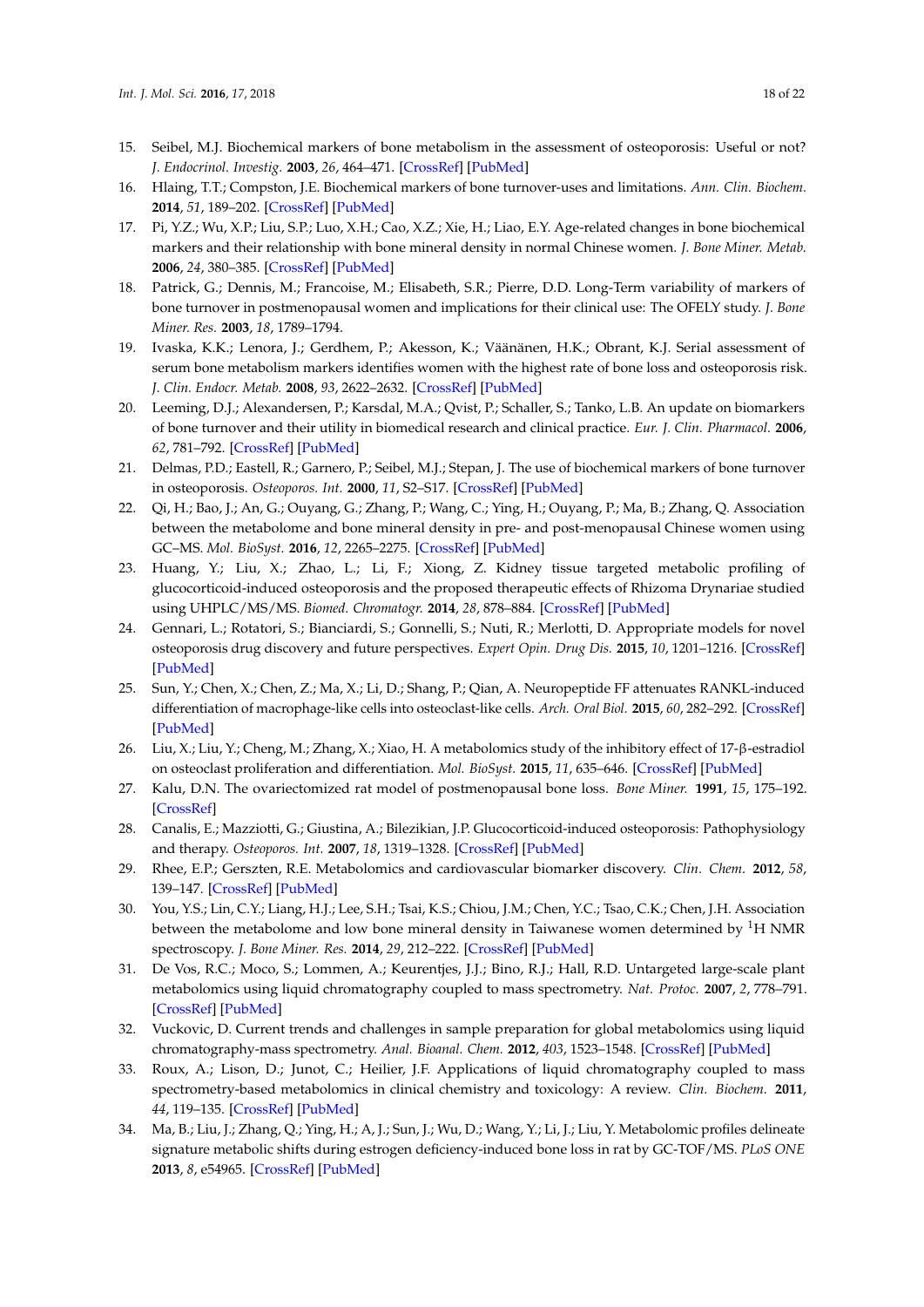15. Seibel, M.J. Biochemical markers of bone metabolism in the assessment of osteoporosis: Useful or not? *J. Endocrinol. Investig.* **2003**, *26*, 464–471. [CrossRef] [PubMed]
16. Hlaing, T.T.; Compston, J.E. Biochemical markers of bone turnover-uses and limitations. *Ann. Clin. Biochem.* **2014**, *51*, 189–202. [CrossRef] [PubMed]
17. Pi, Y.Z.; Wu, X.P.; Liu, S.P.; Luo, X.H.; Cao, X.Z.; Xie, H.; Liao, E.Y. Age-related changes in bone biochemical markers and their relationship with bone mineral density in normal Chinese women. *J. Bone Miner. Metab.* **2006**, *24*, 380–385. [CrossRef] [PubMed]
18. Patrick, G.; Dennis, M.; Francoise, M.; Elisabeth, S.R.; Pierre, D.D. Long-Term variability of markers of bone turnover in postmenopausal women and implications for their clinical use: The OFELY study. *J. Bone Miner. Res.* **2003**, *18*, 1789–1794.
19. Ivaska, K.K.; Lenora, J.; Gerdhem, P.; Akesson, K.; Väänänen, H.K.; Obrant, K.J. Serial assessment of serum bone metabolism markers identifies women with the highest rate of bone loss and osteoporosis risk. *J. Clin. Endocr. Metab.* **2008**, *93*, 2622–2632. [CrossRef] [PubMed]
20. Leeming, D.J.; Alexandersen, P.; Karsdal, M.A.; Qvist, P.; Schaller, S.; Tanko, L.B. An update on biomarkers of bone turnover and their utility in biomedical research and clinical practice. *Eur. J. Clin. Pharmacol.* **2006**, *62*, 781–792. [CrossRef] [PubMed]
21. Delmas, P.D.; Eastell, R.; Garnero, P.; Seibel, M.J.; Stepan, J. The use of biochemical markers of bone turnover in osteoporosis. *Osteoporos. Int.* **2000**, *11*, S2–S17. [CrossRef] [PubMed]
22. Qi, H.; Bao, J.; An, G.; Ouyang, G.; Zhang, P.; Wang, C.; Ying, H.; Ouyang, P.; Ma, B.; Zhang, Q. Association between the metabolome and bone mineral density in pre- and post-menopausal Chinese women using GC–MS. *Mol. BioSyst.* **2016**, *12*, 2265–2275. [CrossRef] [PubMed]
23. Huang, Y.; Liu, X.; Zhao, L.; Li, F.; Xiong, Z. Kidney tissue targeted metabolic profiling of glucocorticoid-induced osteoporosis and the proposed therapeutic effects of Rhizoma Drynariae studied using UHPLC/MS/MS. *Biomed. Chromatogr.* **2014**, *28*, 878–884. [CrossRef] [PubMed]
24. Gennari, L.; Rotatori, S.; Bianciardi, S.; Gonnelli, S.; Nuti, R.; Merlotti, D. Appropriate models for novel osteoporosis drug discovery and future perspectives. *Expert Opin. Drug Dis.* **2015**, *10*, 1201–1216. [CrossRef] [PubMed]
25. Sun, Y.; Chen, X.; Chen, Z.; Ma, X.; Li, D.; Shang, P.; Qian, A. Neuropeptide FF attenuates RANKL-induced differentiation of macrophage-like cells into osteoclast-like cells. *Arch. Oral Biol.* **2015**, *60*, 282–292. [CrossRef] [PubMed]
26. Liu, X.; Liu, Y.; Cheng, M.; Zhang, X.; Xiao, H. A metabolomics study of the inhibitory effect of 17-β-estradiol on osteoclast proliferation and differentiation. *Mol. BioSyst.* **2015**, *11*, 635–646. [CrossRef] [PubMed]
27. Kalu, D.N. The ovariectomized rat model of postmenopausal bone loss. *Bone Miner.* **1991**, *15*, 175–192. [CrossRef]
28. Canalis, E.; Mazziotti, G.; Giustina, A.; Bilezikian, J.P. Glucocorticoid-induced osteoporosis: Pathophysiology and therapy. *Osteoporos. Int.* **2007**, *18*, 1319–1328. [CrossRef] [PubMed]
29. Rhee, E.P.; Gerszten, R.E. Metabolomics and cardiovascular biomarker discovery. *Clin. Chem.* **2012**, *58*, 139–147. [CrossRef] [PubMed]
30. You, Y.S.; Lin, C.Y.; Liang, H.J.; Lee, S.H.; Tsai, K.S.; Chiou, J.M.; Chen, Y.C.; Tsao, C.K.; Chen, J.H. Association between the metabolome and low bone mineral density in Taiwanese women determined by $^1$H NMR spectroscopy. *J. Bone Miner. Res.* **2014**, *29*, 212–222. [CrossRef] [PubMed]
31. De Vos, R.C.; Moco, S.; Lommen, A.; Keurentjes, J.J.; Bino, R.J.; Hall, R.D. Untargeted large-scale plant metabolomics using liquid chromatography coupled to mass spectrometry. *Nat. Protoc.* **2007**, *2*, 778–791. [CrossRef] [PubMed]
32. Vuckovic, D. Current trends and challenges in sample preparation for global metabolomics using liquid chromatography-mass spectrometry. *Anal. Bioanal. Chem.* **2012**, *403*, 1523–1548. [CrossRef] [PubMed]
33. Roux, A.; Lison, D.; Junot, C.; Heilier, J.F. Applications of liquid chromatography coupled to mass spectrometry-based metabolomics in clinical chemistry and toxicology: A review. *Clin. Biochem.* **2011**, *44*, 119–135. [CrossRef] [PubMed]
34. Ma, B.; Liu, J.; Zhang, Q.; Ying, H.; A, J.; Sun, J.; Wu, D.; Wang, Y.; Li, J.; Liu, Y. Metabolomic profiles delineate signature metabolic shifts during estrogen deficiency-induced bone loss in rat by GC-TOF/MS. *PLoS ONE* **2013**, *8*, e54965. [CrossRef] [PubMed]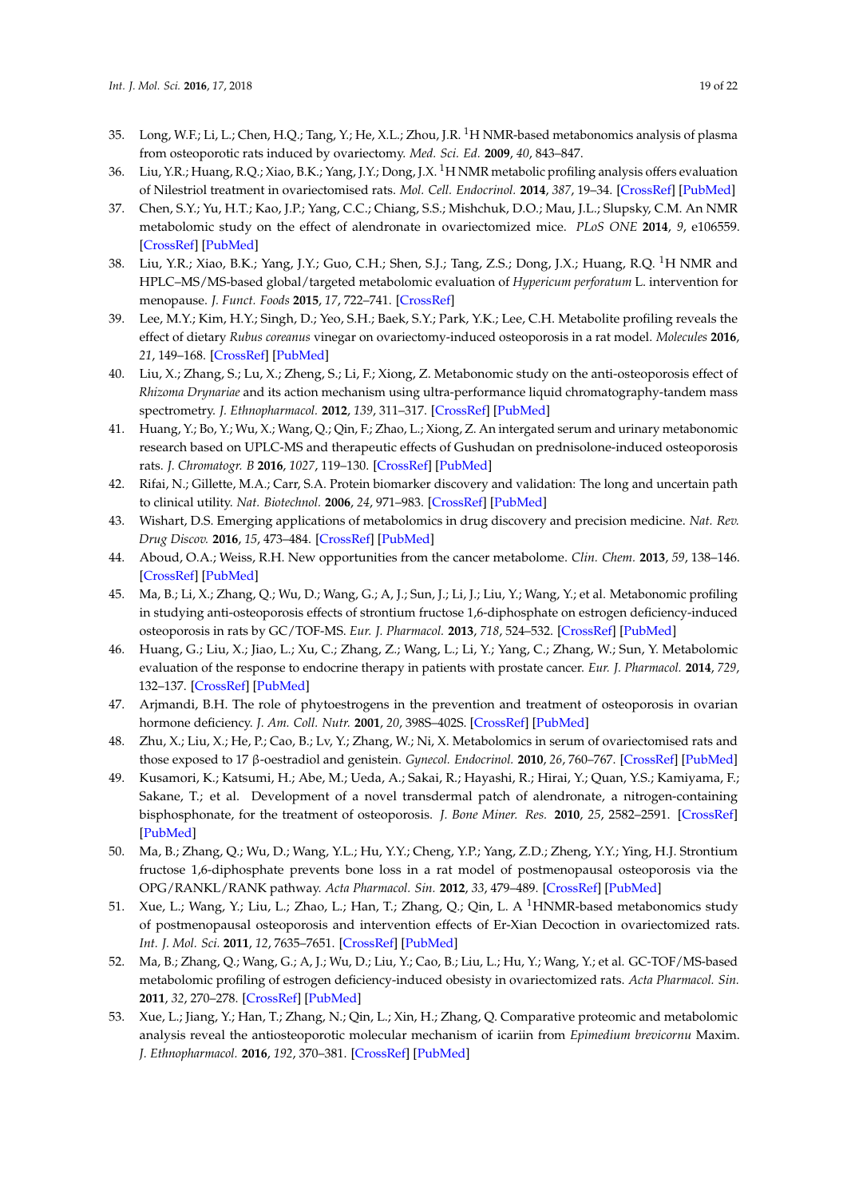35. Long, W.F.; Li, L.; Chen, H.Q.; Tang, Y.; He, X.L.; Zhou, J.R. $^1$H NMR-based metabonomics analysis of plasma from osteoporotic rats induced by ovariectomy. *Med. Sci. Ed.* **2009**, *40*, 843–847.
36. Liu, Y.R.; Huang, R.Q.; Xiao, B.K.; Yang, J.Y.; Dong, J.X. $^1$H NMR metabolic profiling analysis offers evaluation of Nilestriol treatment in ovariectomised rats. *Mol. Cell. Endocrinol.* **2014**, *387*, 19–34. [CrossRef] [PubMed]
37. Chen, S.Y.; Yu, H.T.; Kao, J.P.; Yang, C.C.; Chiang, S.S.; Mishchuk, D.O.; Mau, J.L.; Slupsky, C.M. An NMR metabolomic study on the effect of alendronate in ovariectomized mice. *PLoS ONE* **2014**, *9*, e106559. [CrossRef] [PubMed]
38. Liu, Y.R.; Xiao, B.K.; Yang, J.Y.; Guo, C.H.; Shen, S.J.; Tang, Z.S.; Dong, J.X.; Huang, R.Q. $^1$H NMR and HPLC–MS/MS-based global/targeted metabolomic evaluation of *Hypericum perforatum* L. intervention for menopause. *J. Funct. Foods* **2015**, *17*, 722–741. [CrossRef]
39. Lee, M.Y.; Kim, H.Y.; Singh, D.; Yeo, S.H.; Baek, S.Y.; Park, Y.K.; Lee, C.H. Metabolite profiling reveals the effect of dietary *Rubus coreanus* vinegar on ovariectomy-induced osteoporosis in a rat model. *Molecules* **2016**, *21*, 149–168. [CrossRef] [PubMed]
40. Liu, X.; Zhang, S.; Lu, X.; Zheng, S.; Li, F.; Xiong, Z. Metabonomic study on the anti-osteoporosis effect of *Rhizoma Drynariae* and its action mechanism using ultra-performance liquid chromatography-tandem mass spectrometry. *J. Ethnopharmacol.* **2012**, *139*, 311–317. [CrossRef] [PubMed]
41. Huang, Y.; Bo, Y.; Wu, X.; Wang, Q.; Qin, F.; Zhao, L.; Xiong, Z. An intergated serum and urinary metabonomic research based on UPLC-MS and therapeutic effects of Gushudan on prednisolone-induced osteoporosis rats. *J. Chromatogr. B* **2016**, *1027*, 119–130. [CrossRef] [PubMed]
42. Rifai, N.; Gillette, M.A.; Carr, S.A. Protein biomarker discovery and validation: The long and uncertain path to clinical utility. *Nat. Biotechnol.* **2006**, *24*, 971–983. [CrossRef] [PubMed]
43. Wishart, D.S. Emerging applications of metabolomics in drug discovery and precision medicine. *Nat. Rev. Drug Discov.* **2016**, *15*, 473–484. [CrossRef] [PubMed]
44. Aboud, O.A.; Weiss, R.H. New opportunities from the cancer metabolome. *Clin. Chem.* **2013**, *59*, 138–146. [CrossRef] [PubMed]
45. Ma, B.; Li, X.; Zhang, Q.; Wu, D.; Wang, G.; A, J.; Sun, J.; Li, J.; Liu, Y.; Wang, Y.; et al. Metabonomic profiling in studying anti-osteoporosis effects of strontium fructose 1,6-diphosphate on estrogen deficiency-induced osteoporosis in rats by GC/TOF-MS. *Eur. J. Pharmacol.* **2013**, *718*, 524–532. [CrossRef] [PubMed]
46. Huang, G.; Liu, X.; Jiao, L.; Xu, C.; Zhang, Z.; Wang, L.; Li, Y.; Yang, C.; Zhang, W.; Sun, Y. Metabolomic evaluation of the response to endocrine therapy in patients with prostate cancer. *Eur. J. Pharmacol.* **2014**, *729*, 132–137. [CrossRef] [PubMed]
47. Arjmandi, B.H. The role of phytoestrogens in the prevention and treatment of osteoporosis in ovarian hormone deficiency. *J. Am. Coll. Nutr.* **2001**, *20*, 398S–402S. [CrossRef] [PubMed]
48. Zhu, X.; Liu, X.; He, P.; Cao, B.; Lv, Y.; Zhang, W.; Ni, X. Metabolomics in serum of ovariectomised rats and those exposed to 17 β-oestradiol and genistein. *Gynecol. Endocrinol.* **2010**, *26*, 760–767. [CrossRef] [PubMed]
49. Kusamori, K.; Katsumi, H.; Abe, M.; Ueda, A.; Sakai, R.; Hayashi, R.; Hirai, Y.; Quan, Y.S.; Kamiyama, F.; Sakane, T.; et al. Development of a novel transdermal patch of alendronate, a nitrogen-containing bisphosphonate, for the treatment of osteoporosis. *J. Bone Miner. Res.* **2010**, *25*, 2582–2591. [CrossRef] [PubMed]
50. Ma, B.; Zhang, Q.; Wu, D.; Wang, Y.L.; Hu, Y.Y.; Cheng, Y.P.; Yang, Z.D.; Zheng, Y.Y.; Ying, H.J. Strontium fructose 1,6-diphosphate prevents bone loss in a rat model of postmenopausal osteoporosis via the OPG/RANKL/RANK pathway. *Acta Pharmacol. Sin.* **2012**, *33*, 479–489. [CrossRef] [PubMed]
51. Xue, L.; Wang, Y.; Liu, L.; Zhao, L.; Han, T.; Zhang, Q.; Qin, L. A $^1$HNMR-based metabonomics study of postmenopausal osteoporosis and intervention effects of Er-Xian Decoction in ovariectomized rats. *Int. J. Mol. Sci.* **2011**, *12*, 7635–7651. [CrossRef] [PubMed]
52. Ma, B.; Zhang, Q.; Wang, G.; A, J.; Wu, D.; Liu, Y.; Cao, B.; Liu, L.; Hu, Y.; Wang, Y.; et al. GC-TOF/MS-based metabolomic profiling of estrogen deficiency-induced obesity in ovariectomized rats. *Acta Pharmacol. Sin.* **2011**, *32*, 270–278. [CrossRef] [PubMed]
53. Xue, L.; Jiang, Y.; Han, T.; Zhang, N.; Qin, L.; Xin, H.; Zhang, Q. Comparative proteomic and metabolomic analysis reveal the antiosteoporotic molecular mechanism of icariin from *Epimedium brevicornu* Maxim. *J. Ethnopharmacol.* **2016**, *192*, 370–381. [CrossRef] [PubMed]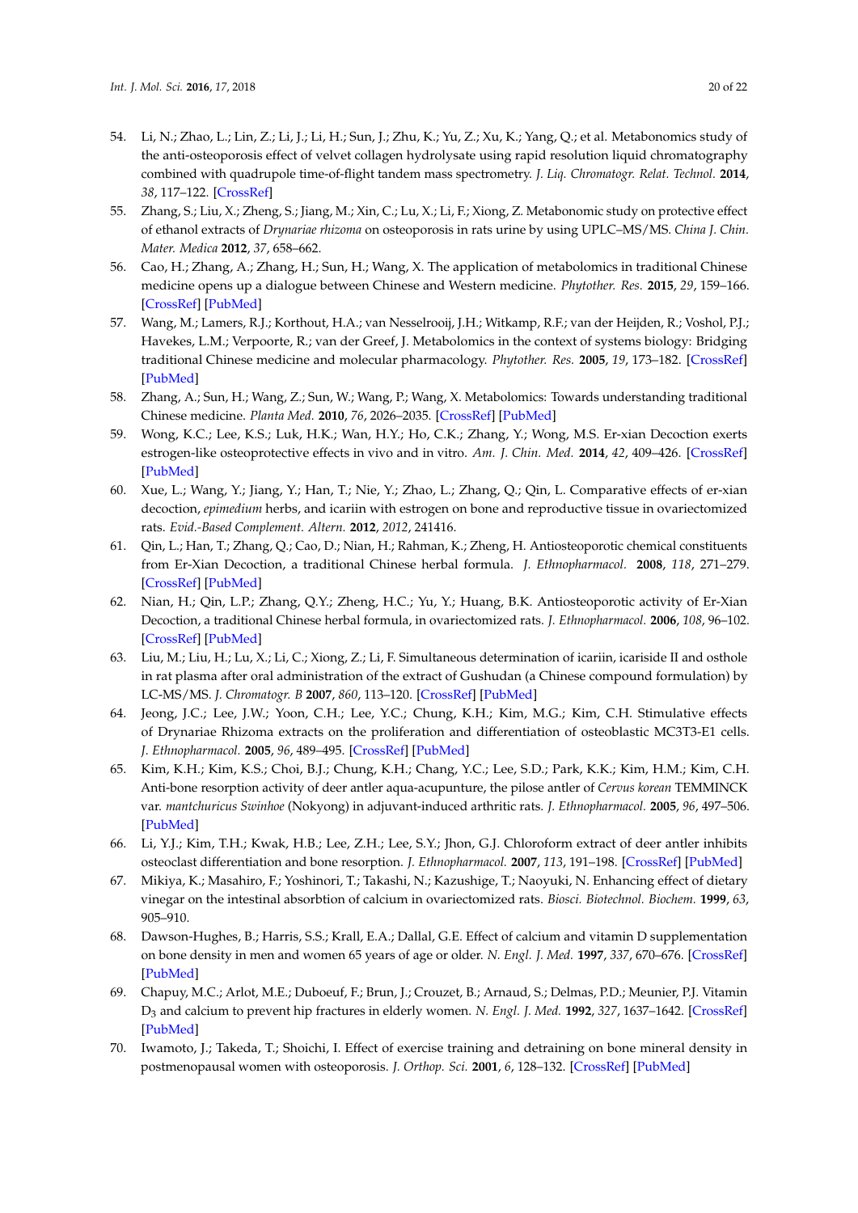54. Li, N.; Zhao, L.; Lin, Z.; Li, J.; Li, H.; Sun, J.; Zhu, K.; Yu, Z.; Xu, K.; Yang, Q.; et al. Metabonomics study of the anti-osteoporosis effect of velvet collagen hydrolysate using rapid resolution liquid chromatography combined with quadrupole time-of-flight tandem mass spectrometry. *J. Liq. Chromatogr. Relat. Technol.* **2014**, *38*, 117–122. [CrossRef]
55. Zhang, S.; Liu, X.; Zheng, S.; Jiang, M.; Xin, C.; Lu, X.; Li, F.; Xiong, Z. Metabonomic study on protective effect of ethanol extracts of *Drynariae rhizoma* on osteoporosis in rats urine by using UPLC–MS/MS. *China J. Chin. Mater. Medica* **2012**, *37*, 658–662.
56. Cao, H.; Zhang, A.; Zhang, H.; Sun, H.; Wang, X. The application of metabolomics in traditional Chinese medicine opens up a dialogue between Chinese and Western medicine. *Phytother. Res.* **2015**, *29*, 159–166. [CrossRef] [PubMed]
57. Wang, M.; Lamers, R.J.; Korthout, H.A.; van Nesselrooij, J.H.; Witkamp, R.F.; van der Heijden, R.; Voshol, P.J.; Havekes, L.M.; Verpoorte, R.; van der Greef, J. Metabolomics in the context of systems biology: Bridging traditional Chinese medicine and molecular pharmacology. *Phytother. Res.* **2005**, *19*, 173–182. [CrossRef] [PubMed]
58. Zhang, A.; Sun, H.; Wang, Z.; Sun, W.; Wang, P.; Wang, X. Metabolomics: Towards understanding traditional Chinese medicine. *Planta Med.* **2010**, *76*, 2026–2035. [CrossRef] [PubMed]
59. Wong, K.C.; Lee, K.S.; Luk, H.K.; Wan, H.Y.; Ho, C.K.; Zhang, Y.; Wong, M.S. Er-xian Decoction exerts estrogen-like osteoprotective effects in vivo and in vitro. *Am. J. Chin. Med.* **2014**, *42*, 409–426. [CrossRef] [PubMed]
60. Xue, L.; Wang, Y.; Jiang, Y.; Han, T.; Nie, Y.; Zhao, L.; Zhang, Q.; Qin, L. Comparative effects of er-xian decoction, *epimedium* herbs, and icariin with estrogen on bone and reproductive tissue in ovariectomized rats. *Evid.-Based Complement. Altern.* **2012**, *2012*, 241416.
61. Qin, L.; Han, T.; Zhang, Q.; Cao, D.; Nian, H.; Rahman, K.; Zheng, H. Antiosteoporotic chemical constituents from Er-Xian Decoction, a traditional Chinese herbal formula. *J. Ethnopharmacol.* **2008**, *118*, 271–279. [CrossRef] [PubMed]
62. Nian, H.; Qin, L.P.; Zhang, Q.Y.; Zheng, H.C.; Yu, Y.; Huang, B.K. Antiosteoporotic activity of Er-Xian Decoction, a traditional Chinese herbal formula, in ovariectomized rats. *J. Ethnopharmacol.* **2006**, *108*, 96–102. [CrossRef] [PubMed]
63. Liu, M.; Liu, H.; Lu, X.; Li, C.; Xiong, Z.; Li, F. Simultaneous determination of icariin, icariside II and osthole in rat plasma after oral administration of the extract of Gushudan (a Chinese compound formulation) by LC-MS/MS. *J. Chromatogr. B* **2007**, *860*, 113–120. [CrossRef] [PubMed]
64. Jeong, J.C.; Lee, J.W.; Yoon, C.H.; Lee, Y.C.; Chung, K.H.; Kim, M.G.; Kim, C.H. Stimulative effects of Drynariae Rhizoma extracts on the proliferation and differentiation of osteoblastic MC3T3-E1 cells. *J. Ethnopharmacol.* **2005**, *96*, 489–495. [CrossRef] [PubMed]
65. Kim, K.H.; Kim, K.S.; Choi, B.J.; Chung, K.H.; Chang, Y.C.; Lee, S.D.; Park, K.K.; Kim, H.M.; Kim, C.H. Anti-bone resorption activity of deer antler aqua-acupunture, the pilose antler of *Cervus korean* TEMMINCK var. *mantchuricus Swinhoe* (Nokyong) in adjuvant-induced arthritic rats. *J. Ethnopharmacol.* **2005**, *96*, 497–506. [PubMed]
66. Li, Y.J.; Kim, T.H.; Kwak, H.B.; Lee, Z.H.; Lee, S.Y.; Jhon, G.J. Chloroform extract of deer antler inhibits osteoclast differentiation and bone resorption. *J. Ethnopharmacol.* **2007**, *113*, 191–198. [CrossRef] [PubMed]
67. Mikiya, K.; Masahiro, F.; Yoshinori, T.; Takashi, N.; Kazushige, T.; Naoyuki, N. Enhancing effect of dietary vinegar on the intestinal absorbtion of calcium in ovariectomized rats. *Biosci. Biotechnol. Biochem.* **1999**, *63*, 905–910.
68. Dawson-Hughes, B.; Harris, S.S.; Krall, E.A.; Dallal, G.E. Effect of calcium and vitamin D supplementation on bone density in men and women 65 years of age or older. *N. Engl. J. Med.* **1997**, *337*, 670–676. [CrossRef] [PubMed]
69. Chapuy, M.C.; Arlot, M.E.; Duboeuf, F.; Brun, J.; Crouzet, B.; Arnaud, S.; Delmas, P.D.; Meunier, P.J. Vitamin $D_3$ and calcium to prevent hip fractures in elderly women. *N. Engl. J. Med.* **1992**, *327*, 1637–1642. [CrossRef] [PubMed]
70. Iwamoto, J.; Takeda, T.; Shoichi, I. Effect of exercise training and detraining on bone mineral density in postmenopausal women with osteoporosis. *J. Orthop. Sci.* **2001**, *6*, 128–132. [CrossRef] [PubMed]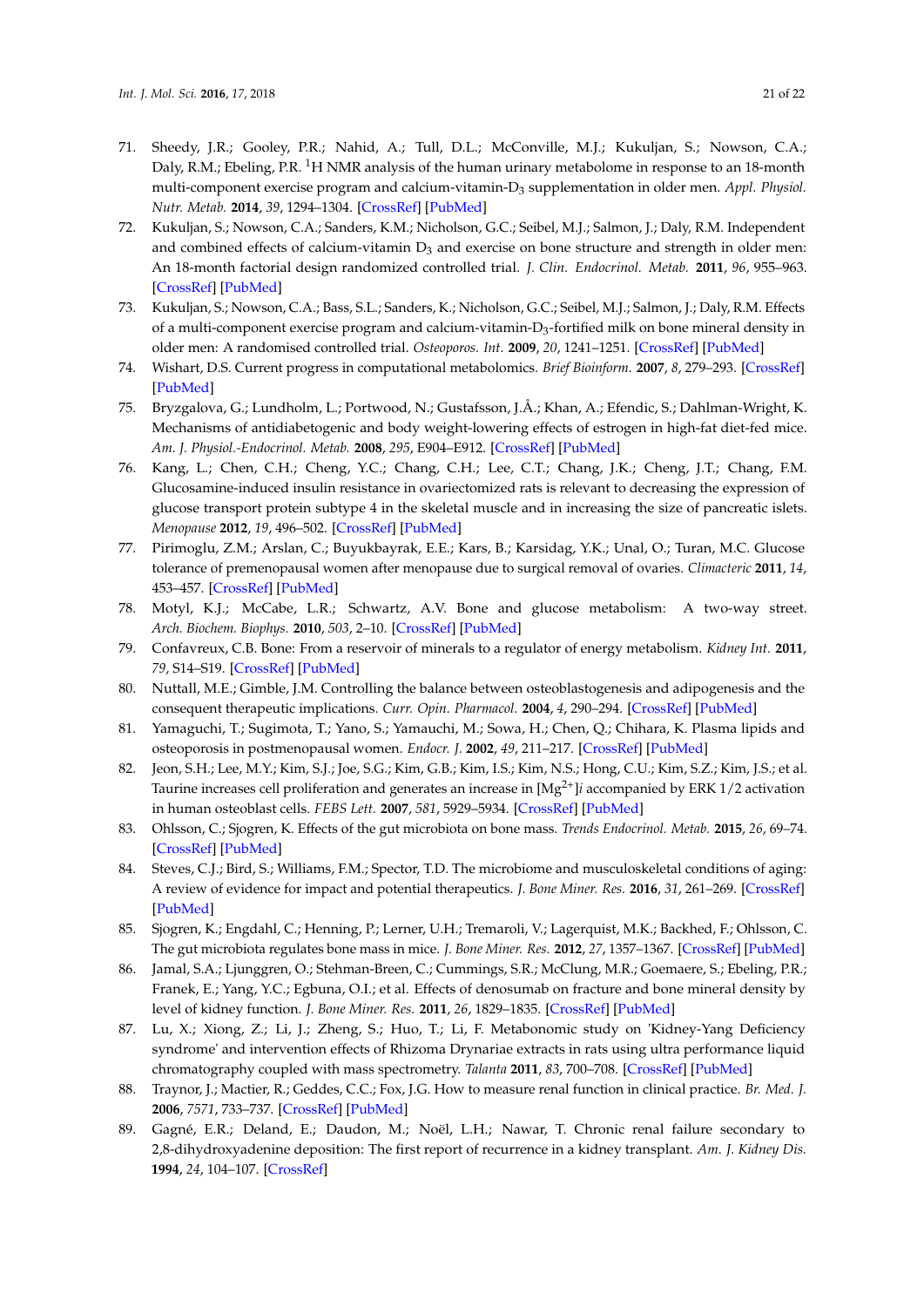71. Sheedy, J.R.; Gooley, P.R.; Nahid, A.; Tull, D.L.; McConville, M.J.; Kukuljan, S.; Nowson, C.A.; Daly, R.M.; Ebeling, P.R. $^1$H NMR analysis of the human urinary metabolome in response to an 18-month multi-component exercise program and calcium-vitamin-$D_3$ supplementation in older men. *Appl. Physiol. Nutr. Metab.* **2014**, *39*, 1294–1304. [CrossRef] [PubMed]
72. Kukuljan, S.; Nowson, C.A.; Sanders, K.M.; Nicholson, G.C.; Seibel, M.J.; Salmon, J.; Daly, R.M. Independent and combined effects of calcium-vitamin $D_3$ and exercise on bone structure and strength in older men: An 18-month factorial design randomized controlled trial. *J. Clin. Endocrinol. Metab.* **2011**, *96*, 955–963. [CrossRef] [PubMed]
73. Kukuljan, S.; Nowson, C.A.; Bass, S.L.; Sanders, K.; Nicholson, G.C.; Seibel, M.J.; Salmon, J.; Daly, R.M. Effects of a multi-component exercise program and calcium-vitamin-$D_3$-fortified milk on bone mineral density in older men: A randomised controlled trial. *Osteoporos. Int.* **2009**, *20*, 1241–1251. [CrossRef] [PubMed]
74. Wishart, D.S. Current progress in computational metabolomics. *Brief Bioinform.* **2007**, *8*, 279–293. [CrossRef] [PubMed]
75. Bryzgalova, G.; Lundholm, L.; Portwood, N.; Gustafsson, J.Å.; Khan, A.; Efendic, S.; Dahlman-Wright, K. Mechanisms of antidiabetogenic and body weight-lowering effects of estrogen in high-fat diet-fed mice. *Am. J. Physiol.-Endocrinol. Metab.* **2008**, *295*, E904–E912. [CrossRef] [PubMed]
76. Kang, L.; Chen, C.H.; Cheng, Y.C.; Chang, C.H.; Lee, C.T.; Chang, J.K.; Cheng, J.T.; Chang, F.M. Glucosamine-induced insulin resistance in ovariectomized rats is relevant to decreasing the expression of glucose transport protein subtype 4 in the skeletal muscle and in increasing the size of pancreatic islets. *Menopause* **2012**, *19*, 496–502. [CrossRef] [PubMed]
77. Pirimoglu, Z.M.; Arslan, C.; Buyukbayrak, E.E.; Kars, B.; Karsidag, Y.K.; Unal, O.; Turan, M.C. Glucose tolerance of premenopausal women after menopause due to surgical removal of ovaries. *Climacteric* **2011**, *14*, 453–457. [CrossRef] [PubMed]
78. Motyl, K.J.; McCabe, L.R.; Schwartz, A.V. Bone and glucose metabolism: A two-way street. *Arch. Biochem. Biophys.* **2010**, *503*, 2–10. [CrossRef] [PubMed]
79. Confavreux, C.B. Bone: From a reservoir of minerals to a regulator of energy metabolism. *Kidney Int.* **2011**, *79*, S14–S19. [CrossRef] [PubMed]
80. Nuttall, M.E.; Gimble, J.M. Controlling the balance between osteoblastogenesis and adipogenesis and the consequent therapeutic implications. *Curr. Opin. Pharmacol.* **2004**, *4*, 290–294. [CrossRef] [PubMed]
81. Yamaguchi, T.; Sugimota, T.; Yano, S.; Yamauchi, M.; Sowa, H.; Chen, Q.; Chihara, K. Plasma lipids and osteoporosis in postmenopausal women. *Endocr. J.* **2002**, *49*, 211–217. [CrossRef] [PubMed]
82. Jeon, S.H.; Lee, M.Y.; Kim, S.J.; Joe, S.G.; Kim, G.B.; Kim, I.S.; Kim, N.S.; Hong, C.U.; Kim, S.Z.; Kim, J.S.; et al. Taurine increases cell proliferation and generates an increase in $[Mg^{2+}]i$ accompanied by ERK 1/2 activation in human osteoblast cells. *FEBS Lett.* **2007**, *581*, 5929–5934. [CrossRef] [PubMed]
83. Ohlsson, C.; Sjogren, K. Effects of the gut microbiota on bone mass. *Trends Endocrinol. Metab.* **2015**, *26*, 69–74. [CrossRef] [PubMed]
84. Steves, C.J.; Bird, S.; Williams, F.M.; Spector, T.D. The microbiome and musculoskeletal conditions of aging: A review of evidence for impact and potential therapeutics. *J. Bone Miner. Res.* **2016**, *31*, 261–269. [CrossRef] [PubMed]
85. Sjogren, K.; Engdahl, C.; Henning, P.; Lerner, U.H.; Tremaroli, V.; Lagerquist, M.K.; Backhed, F.; Ohlsson, C. The gut microbiota regulates bone mass in mice. *J. Bone Miner. Res.* **2012**, *27*, 1357–1367. [CrossRef] [PubMed]
86. Jamal, S.A.; Ljunggren, O.; Stehman-Breen, C.; Cummings, S.R.; McClung, M.R.; Goemaere, S.; Ebeling, P.R.; Franek, E.; Yang, Y.C.; Egbuna, O.I.; et al. Effects of denosumab on fracture and bone mineral density by level of kidney function. *J. Bone Miner. Res.* **2011**, *26*, 1829–1835. [CrossRef] [PubMed]
87. Lu, X.; Xiong, Z.; Li, J.; Zheng, S.; Huo, T.; Li, F. Metabonomic study on 'Kidney-Yang Deficiency syndrome' and intervention effects of Rhizoma Drynariae extracts in rats using ultra performance liquid chromatography coupled with mass spectrometry. *Talanta* **2011**, *83*, 700–708. [CrossRef] [PubMed]
88. Traynor, J.; Mactier, R.; Geddes, C.C.; Fox, J.G. How to measure renal function in clinical practice. *Br. Med. J.* **2006**, *7571*, 733–737. [CrossRef] [PubMed]
89. Gagné, E.R.; Deland, E.; Daudon, M.; Noël, L.H.; Nawar, T. Chronic renal failure secondary to 2,8-dihydroxyadenine deposition: The first report of recurrence in a kidney transplant. *Am. J. Kidney Dis.* **1994**, *24*, 104–107. [CrossRef]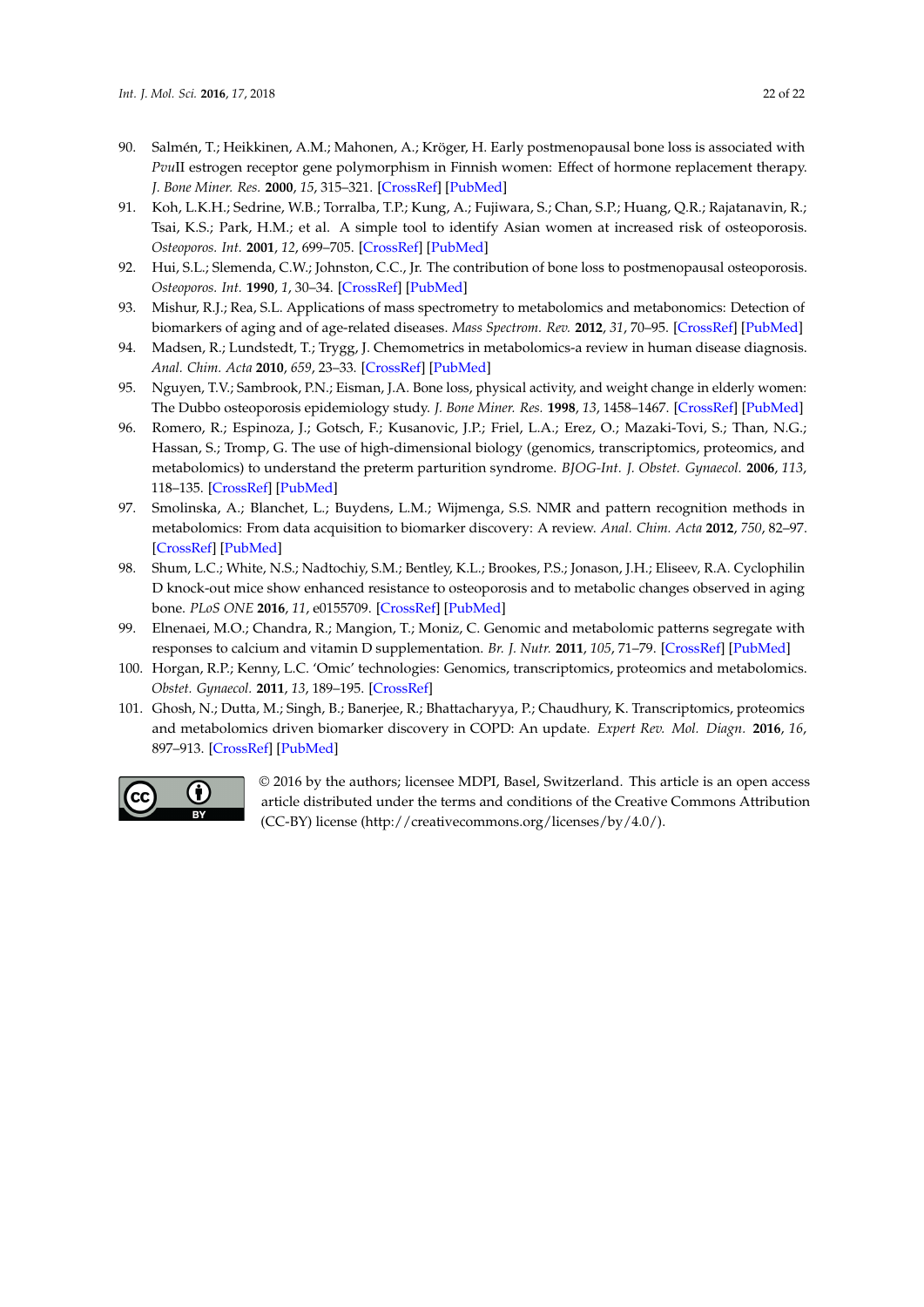90. Salmén, T.; Heikkinen, A.M.; Mahonen, A.; Kröger, H. Early postmenopausal bone loss is associated with *Pvu*II estrogen receptor gene polymorphism in Finnish women: Effect of hormone replacement therapy. *J. Bone Miner. Res.* **2000**, *15*, 315–321. [CrossRef] [PubMed]
91. Koh, L.K.H.; Sedrine, W.B.; Torralba, T.P.; Kung, A.; Fujiwara, S.; Chan, S.P.; Huang, Q.R.; Rajatanavin, R.; Tsai, K.S.; Park, H.M.; et al. A simple tool to identify Asian women at increased risk of osteoporosis. *Osteoporos. Int.* **2001**, *12*, 699–705. [CrossRef] [PubMed]
92. Hui, S.L.; Slemenda, C.W.; Johnston, C.C., Jr. The contribution of bone loss to postmenopausal osteoporosis. *Osteoporos. Int.* **1990**, *1*, 30–34. [CrossRef] [PubMed]
93. Mishur, R.J.; Rea, S.L. Applications of mass spectrometry to metabolomics and metabonomics: Detection of biomarkers of aging and of age-related diseases. *Mass Spectrom. Rev.* **2012**, *31*, 70–95. [CrossRef] [PubMed]
94. Madsen, R.; Lundstedt, T.; Trygg, J. Chemometrics in metabolomics-a review in human disease diagnosis. *Anal. Chim. Acta* **2010**, *659*, 23–33. [CrossRef] [PubMed]
95. Nguyen, T.V.; Sambrook, P.N.; Eisman, J.A. Bone loss, physical activity, and weight change in elderly women: The Dubbo osteoporosis epidemiology study. *J. Bone Miner. Res.* **1998**, *13*, 1458–1467. [CrossRef] [PubMed]
96. Romero, R.; Espinoza, J.; Gotsch, F.; Kusanovic, J.P.; Friel, L.A.; Erez, O.; Mazaki-Tovi, S.; Than, N.G.; Hassan, S.; Tromp, G. The use of high-dimensional biology (genomics, transcriptomics, proteomics, and metabolomics) to understand the preterm parturition syndrome. *BJOG-Int. J. Obstet. Gynaecol.* **2006**, *113*, 118–135. [CrossRef] [PubMed]
97. Smolinska, A.; Blanchet, L.; Buydens, L.M.; Wijmenga, S.S. NMR and pattern recognition methods in metabolomics: From data acquisition to biomarker discovery: A review. *Anal. Chim. Acta* **2012**, *750*, 82–97. [CrossRef] [PubMed]
98. Shum, L.C.; White, N.S.; Nadtochiy, S.M.; Bentley, K.L.; Brookes, P.S.; Jonason, J.H.; Eliseev, R.A. Cyclophilin D knock-out mice show enhanced resistance to osteoporosis and to metabolic changes observed in aging bone. *PLoS ONE* **2016**, *11*, e0155709. [CrossRef] [PubMed]
99. Elnenaei, M.O.; Chandra, R.; Mangion, T.; Moniz, C. Genomic and metabolomic patterns segregate with responses to calcium and vitamin D supplementation. *Br. J. Nutr.* **2011**, *105*, 71–79. [CrossRef] [PubMed]
100. Horgan, R.P.; Kenny, L.C. 'Omic' technologies: Genomics, transcriptomics, proteomics and metabolomics. *Obstet. Gynaecol.* **2011**, *13*, 189–195. [CrossRef]
101. Ghosh, N.; Dutta, M.; Singh, B.; Banerjee, R.; Bhattacharyya, P.; Chaudhury, K. Transcriptomics, proteomics and metabolomics driven biomarker discovery in COPD: An update. *Expert Rev. Mol. Diagn.* **2016**, *16*, 897–913. [CrossRef] [PubMed]

© 2016 by the authors; licensee MDPI, Basel, Switzerland. This article is an open access article distributed under the terms and conditions of the Creative Commons Attribution (CC-BY) license (http://creativecommons.org/licenses/by/4.0/).